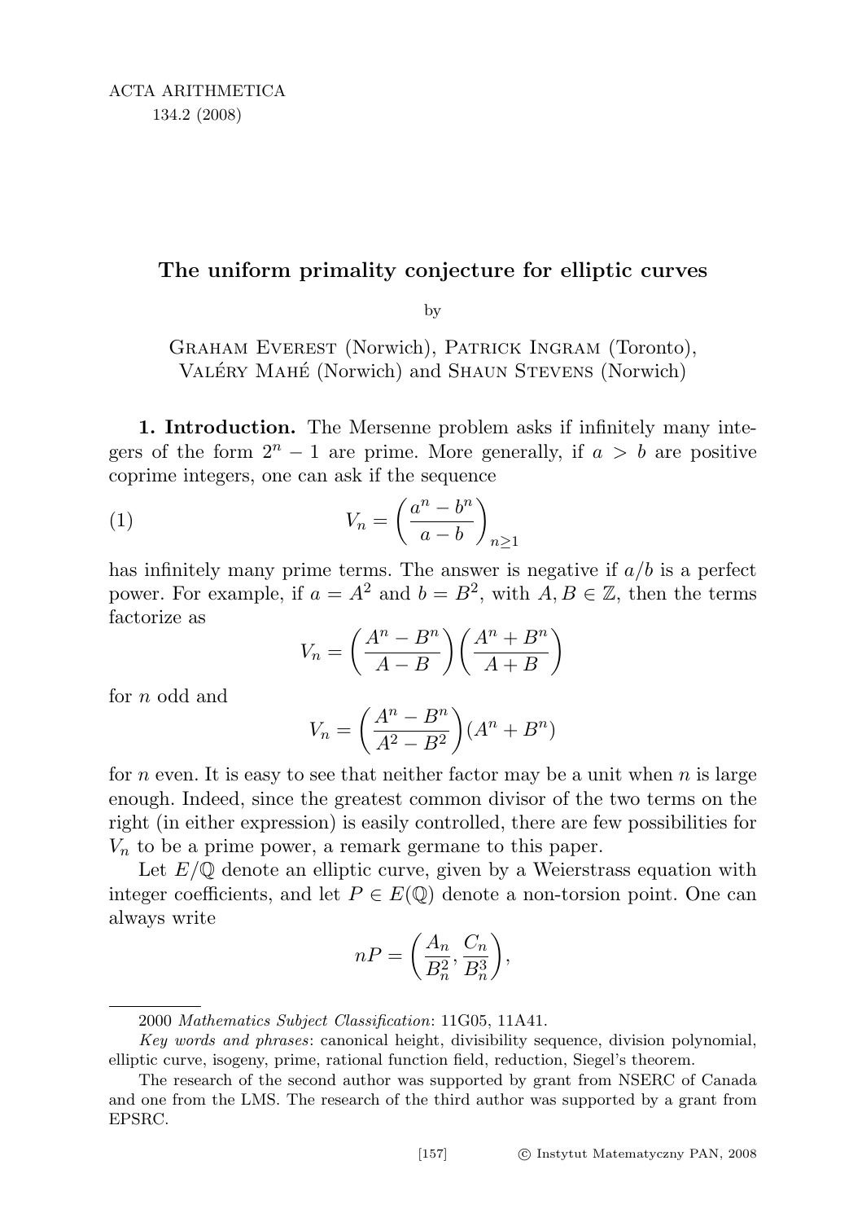# The uniform primality conjecture for elliptic curves

by

Graham Everest (Norwich), Patrick Ingram (Toronto), Valéry Mahé (Norwich) and Shaun Stevens (Norwich)

**1. Introduction.** The Mersenne problem asks if infinitely many integers of the form $2^n - 1$ are prime. More generally, if $a > b$ are positive coprime integers, one can ask if the sequence

$$V_n = \left(\frac{a^n - b^n}{a - b}\right)_{n \geq 1} \tag{1}$$

has infinitely many prime terms. The answer is negative if $a/b$ is a perfect power. For example, if $a = A^2$ and $b = B^2$, with $A, B \in \mathbb{Z}$, then the terms factorize as

$$V_n = \left(\frac{A^n - B^n}{A - B}\right)\left(\frac{A^n + B^n}{A + B}\right)$$

for $n$ odd and

$$V_n = \left(\frac{A^n - B^n}{A^2 - B^2}\right)(A^n + B^n)$$

for $n$ even. It is easy to see that neither factor may be a unit when $n$ is large enough. Indeed, since the greatest common divisor of the two terms on the right (in either expression) is easily controlled, there are few possibilities for $V_n$ to be a prime power, a remark germane to this paper.

Let $E/\mathbb{Q}$ denote an elliptic curve, given by a Weierstrass equation with integer coefficients, and let $P \in E(\mathbb{Q})$ denote a non-torsion point. One can always write

$$nP = \left(\frac{A_n}{B_n^2}, \frac{C_n}{B_n^3}\right),$$

---

2000 *Mathematics Subject Classification*: 11G05, 11A41.

*Key words and phrases*: canonical height, divisibility sequence, division polynomial, elliptic curve, isogeny, prime, rational function field, reduction, Siegel's theorem.

The research of the second author was supported by grant from NSERC of Canada and one from the LMS. The research of the third author was supported by a grant from EPSRC.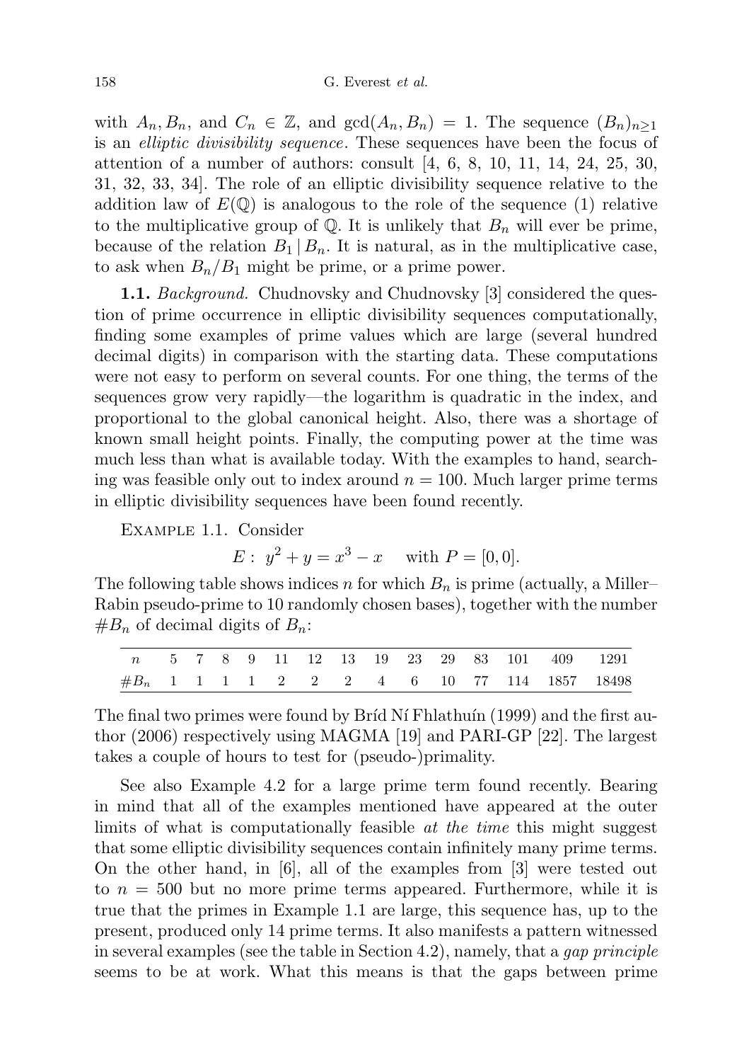with $A_n, B_n$, and $C_n \in \mathbb{Z}$, and $\gcd(A_n, B_n) = 1$. The sequence $(B_n)_{n\geq 1}$ is an *elliptic divisibility sequence*. These sequences have been the focus of attention of a number of authors: consult [4, 6, 8, 10, 11, 14, 24, 25, 30, 31, 32, 33, 34]. The role of an elliptic divisibility sequence relative to the addition law of $E(\mathbb{Q})$ is analogous to the role of the sequence (1) relative to the multiplicative group of $\mathbb{Q}$. It is unlikely that $B_n$ will ever be prime, because of the relation $B_1 \mid B_n$. It is natural, as in the multiplicative case, to ask when $B_n/B_1$ might be prime, or a prime power.

**1.1.** *Background.* Chudnovsky and Chudnovsky [3] considered the question of prime occurrence in elliptic divisibility sequences computationally, finding some examples of prime values which are large (several hundred decimal digits) in comparison with the starting data. These computations were not easy to perform on several counts. For one thing, the terms of the sequences grow very rapidly—the logarithm is quadratic in the index, and proportional to the global canonical height. Also, there was a shortage of known small height points. Finally, the computing power at the time was much less than what is available today. With the examples to hand, searching was feasible only out to index around $n = 100$. Much larger prime terms in elliptic divisibility sequences have been found recently.

Example 1.1. Consider

$$E: \ y^2 + y = x^3 - x \quad \text{with } P = [0, 0].$$

The following table shows indices $n$ for which $B_n$ is prime (actually, a Miller–Rabin pseudo-prime to 10 randomly chosen bases), together with the number $\#B_n$ of decimal digits of $B_n$:

| $n$ | 5 | 7 | 8 | 9 | 11 | 12 | 13 | 19 | 23 | 29 | 83 | 101 | 409 | 1291 |
|---|---|---|---|---|---|---|---|---|---|---|---|---|---|---|
| $\#B_n$ | 1 | 1 | 1 | 1 | 2 | 2 | 2 | 4 | 6 | 10 | 77 | 114 | 1857 | 18498 |

The final two primes were found by Bríd Ní Fhlathuín (1999) and the first author (2006) respectively using MAGMA [19] and PARI-GP [22]. The largest takes a couple of hours to test for (pseudo-)primality.

See also Example 4.2 for a large prime term found recently. Bearing in mind that all of the examples mentioned have appeared at the outer limits of what is computationally feasible *at the time* this might suggest that some elliptic divisibility sequences contain infinitely many prime terms. On the other hand, in [6], all of the examples from [3] were tested out to $n = 500$ but no more prime terms appeared. Furthermore, while it is true that the primes in Example 1.1 are large, this sequence has, up to the present, produced only 14 prime terms. It also manifests a pattern witnessed in several examples (see the table in Section 4.2), namely, that a *gap principle* seems to be at work. What this means is that the gaps between prime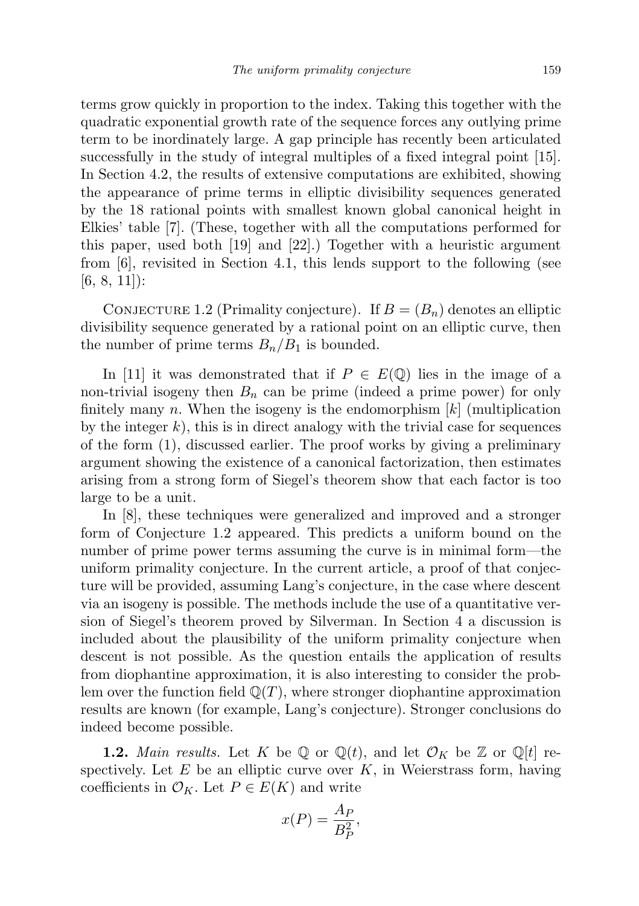terms grow quickly in proportion to the index. Taking this together with the quadratic exponential growth rate of the sequence forces any outlying prime term to be inordinately large. A gap principle has recently been articulated successfully in the study of integral multiples of a fixed integral point [15]. In Section 4.2, the results of extensive computations are exhibited, showing the appearance of prime terms in elliptic divisibility sequences generated by the 18 rational points with smallest known global canonical height in Elkies' table [7]. (These, together with all the computations performed for this paper, used both [19] and [22].) Together with a heuristic argument from [6], revisited in Section 4.1, this lends support to the following (see [6, 8, 11]):

Conjecture 1.2 (Primality conjecture). *If $B = (B_n)$ denotes an elliptic divisibility sequence generated by a rational point on an elliptic curve, then the number of prime terms $B_n/B_1$ is bounded.*

In [11] it was demonstrated that if $P \in E(\mathbb{Q})$ lies in the image of a non-trivial isogeny then $B_n$ can be prime (indeed a prime power) for only finitely many $n$. When the isogeny is the endomorphism $[k]$ (multiplication by the integer $k$), this is in direct analogy with the trivial case for sequences of the form (1), discussed earlier. The proof works by giving a preliminary argument showing the existence of a canonical factorization, then estimates arising from a strong form of Siegel's theorem show that each factor is too large to be a unit.

In [8], these techniques were generalized and improved and a stronger form of Conjecture 1.2 appeared. This predicts a uniform bound on the number of prime power terms assuming the curve is in minimal form—the uniform primality conjecture. In the current article, a proof of that conjecture will be provided, assuming Lang's conjecture, in the case where descent via an isogeny is possible. The methods include the use of a quantitative version of Siegel's theorem proved by Silverman. In Section 4 a discussion is included about the plausibility of the uniform primality conjecture when descent is not possible. As the question entails the application of results from diophantine approximation, it is also interesting to consider the problem over the function field $\mathbb{Q}(T)$, where stronger diophantine approximation results are known (for example, Lang's conjecture). Stronger conclusions do indeed become possible.

**1.2.** *Main results.* Let $K$ be $\mathbb{Q}$ or $\mathbb{Q}(t)$, and let $\mathcal{O}_K$ be $\mathbb{Z}$ or $\mathbb{Q}[t]$ respectively. Let $E$ be an elliptic curve over $K$, in Weierstrass form, having coefficients in $\mathcal{O}_K$. Let $P \in E(K)$ and write

$$x(P) = \frac{A_P}{B_P^2},$$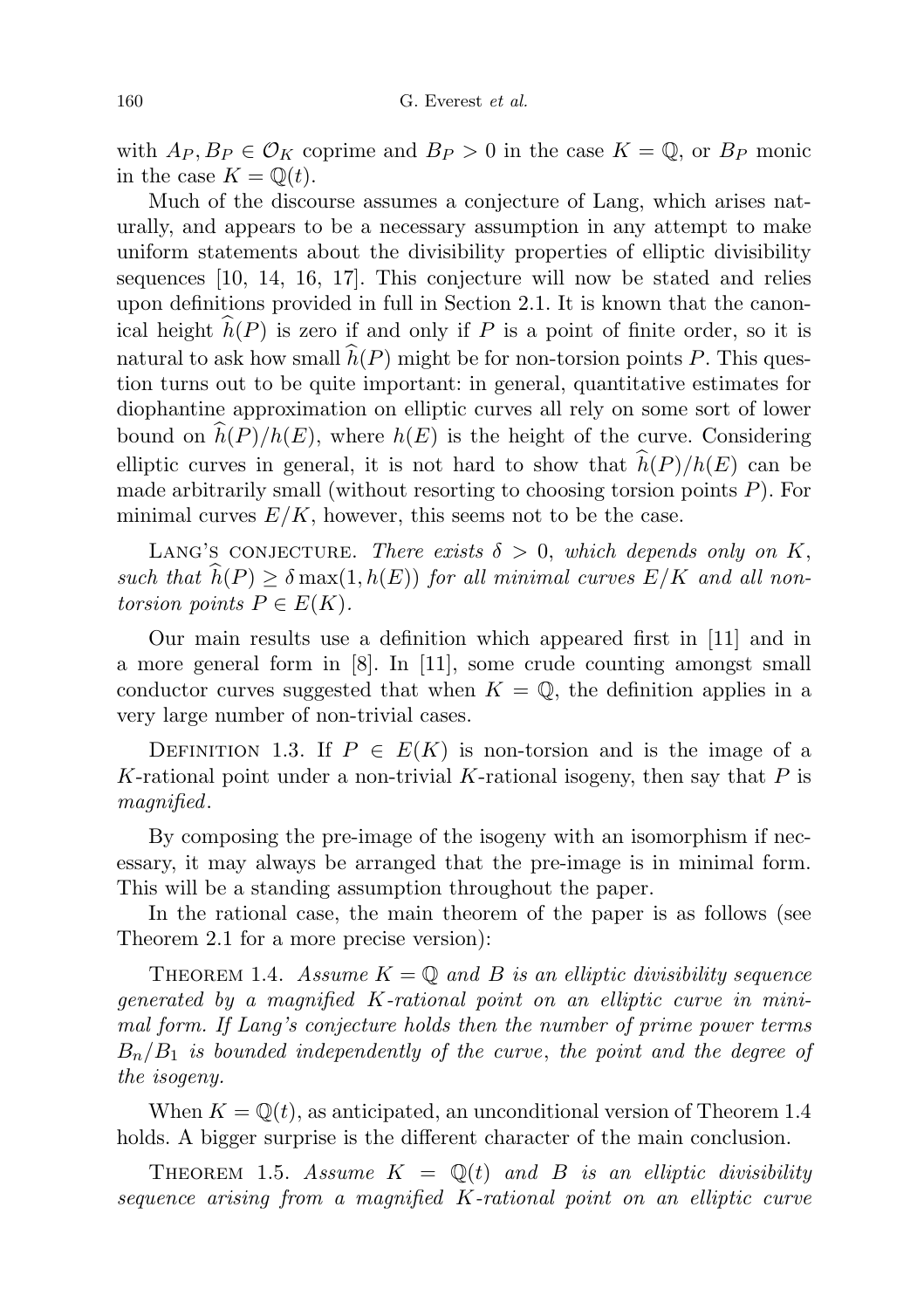with $A_P, B_P \in \mathcal{O}_K$ coprime and $B_P > 0$ in the case $K = \mathbb{Q}$, or $B_P$ monic in the case $K = \mathbb{Q}(t)$.

Much of the discourse assumes a conjecture of Lang, which arises naturally, and appears to be a necessary assumption in any attempt to make uniform statements about the divisibility properties of elliptic divisibility sequences [10, 14, 16, 17]. This conjecture will now be stated and relies upon definitions provided in full in Section 2.1. It is known that the canonical height $\widehat{h}(P)$ is zero if and only if $P$ is a point of finite order, so it is natural to ask how small $\widehat{h}(P)$ might be for non-torsion points $P$. This question turns out to be quite important: in general, quantitative estimates for diophantine approximation on elliptic curves all rely on some sort of lower bound on $\widehat{h}(P)/h(E)$, where $h(E)$ is the height of the curve. Considering elliptic curves in general, it is not hard to show that $\widehat{h}(P)/h(E)$ can be made arbitrarily small (without resorting to choosing torsion points $P$). For minimal curves $E/K$, however, this seems not to be the case.

Lang's conjecture. *There exists $\delta > 0$, which depends only on $K$, such that $\widehat{h}(P) \geq \delta \max(1, h(E))$ for all minimal curves $E/K$ and all non-torsion points $P \in E(K)$.*

Our main results use a definition which appeared first in [11] and in a more general form in [8]. In [11], some crude counting amongst small conductor curves suggested that when $K = \mathbb{Q}$, the definition applies in a very large number of non-trivial cases.

Definition 1.3. If $P \in E(K)$ is non-torsion and is the image of a $K$-rational point under a non-trivial $K$-rational isogeny, then say that $P$ is *magnified*.

By composing the pre-image of the isogeny with an isomorphism if necessary, it may always be arranged that the pre-image is in minimal form. This will be a standing assumption throughout the paper.

In the rational case, the main theorem of the paper is as follows (see Theorem 2.1 for a more precise version):

Theorem 1.4. *Assume $K = \mathbb{Q}$ and $B$ is an elliptic divisibility sequence generated by a magnified $K$-rational point on an elliptic curve in minimal form. If Lang's conjecture holds then the number of prime power terms $B_n/B_1$ is bounded independently of the curve, the point and the degree of the isogeny.*

When $K = \mathbb{Q}(t)$, as anticipated, an unconditional version of Theorem 1.4 holds. A bigger surprise is the different character of the main conclusion.

Theorem 1.5. *Assume $K = \mathbb{Q}(t)$ and $B$ is an elliptic divisibility sequence arising from a magnified $K$-rational point on an elliptic curve*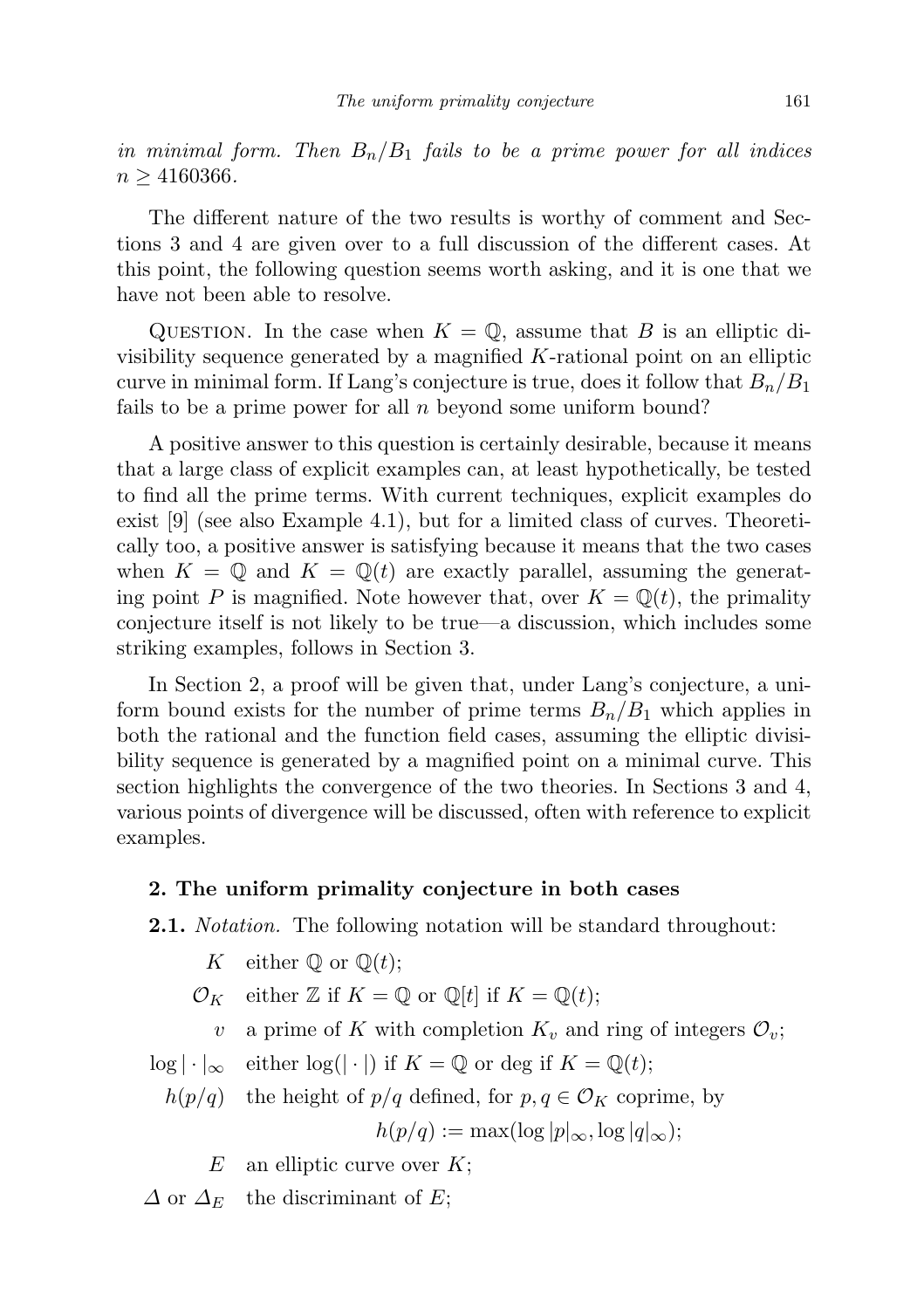*in minimal form. Then $B_n/B_1$ fails to be a prime power for all indices $n \geq 4160366$.*

The different nature of the two results is worthy of comment and Sections 3 and 4 are given over to a full discussion of the different cases. At this point, the following question seems worth asking, and it is one that we have not been able to resolve.

Question. In the case when $K = \mathbb{Q}$, assume that $B$ is an elliptic divisibility sequence generated by a magnified $K$-rational point on an elliptic curve in minimal form. If Lang's conjecture is true, does it follow that $B_n/B_1$ fails to be a prime power for all $n$ beyond some uniform bound?

A positive answer to this question is certainly desirable, because it means that a large class of explicit examples can, at least hypothetically, be tested to find all the prime terms. With current techniques, explicit examples do exist [9] (see also Example 4.1), but for a limited class of curves. Theoretically too, a positive answer is satisfying because it means that the two cases when $K = \mathbb{Q}$ and $K = \mathbb{Q}(t)$ are exactly parallel, assuming the generating point $P$ is magnified. Note however that, over $K = \mathbb{Q}(t)$, the primality conjecture itself is not likely to be true—a discussion, which includes some striking examples, follows in Section 3.

In Section 2, a proof will be given that, under Lang's conjecture, a uniform bound exists for the number of prime terms $B_n/B_1$ which applies in both the rational and the function field cases, assuming the elliptic divisibility sequence is generated by a magnified point on a minimal curve. This section highlights the convergence of the two theories. In Sections 3 and 4, various points of divergence will be discussed, often with reference to explicit examples.

## 2. The uniform primality conjecture in both cases

**2.1.** *Notation.* The following notation will be standard throughout:

- $K$ — either $\mathbb{Q}$ or $\mathbb{Q}(t)$;
- $\mathcal{O}_K$ — either $\mathbb{Z}$ if $K = \mathbb{Q}$ or $\mathbb{Q}[t]$ if $K = \mathbb{Q}(t)$;
- $v$ — a prime of $K$ with completion $K_v$ and ring of integers $\mathcal{O}_v$;
- $\log|\cdot|_\infty$ — either $\log(|\cdot|)$ if $K = \mathbb{Q}$ or deg if $K = \mathbb{Q}(t)$;
- $h(p/q)$ — the height of $p/q$ defined, for $p, q \in \mathcal{O}_K$ coprime, by
$$h(p/q) := \max(\log|p|_\infty, \log|q|_\infty);$$
- $E$ — an elliptic curve over $K$;
- $\Delta$ or $\Delta_E$ — the discriminant of $E$;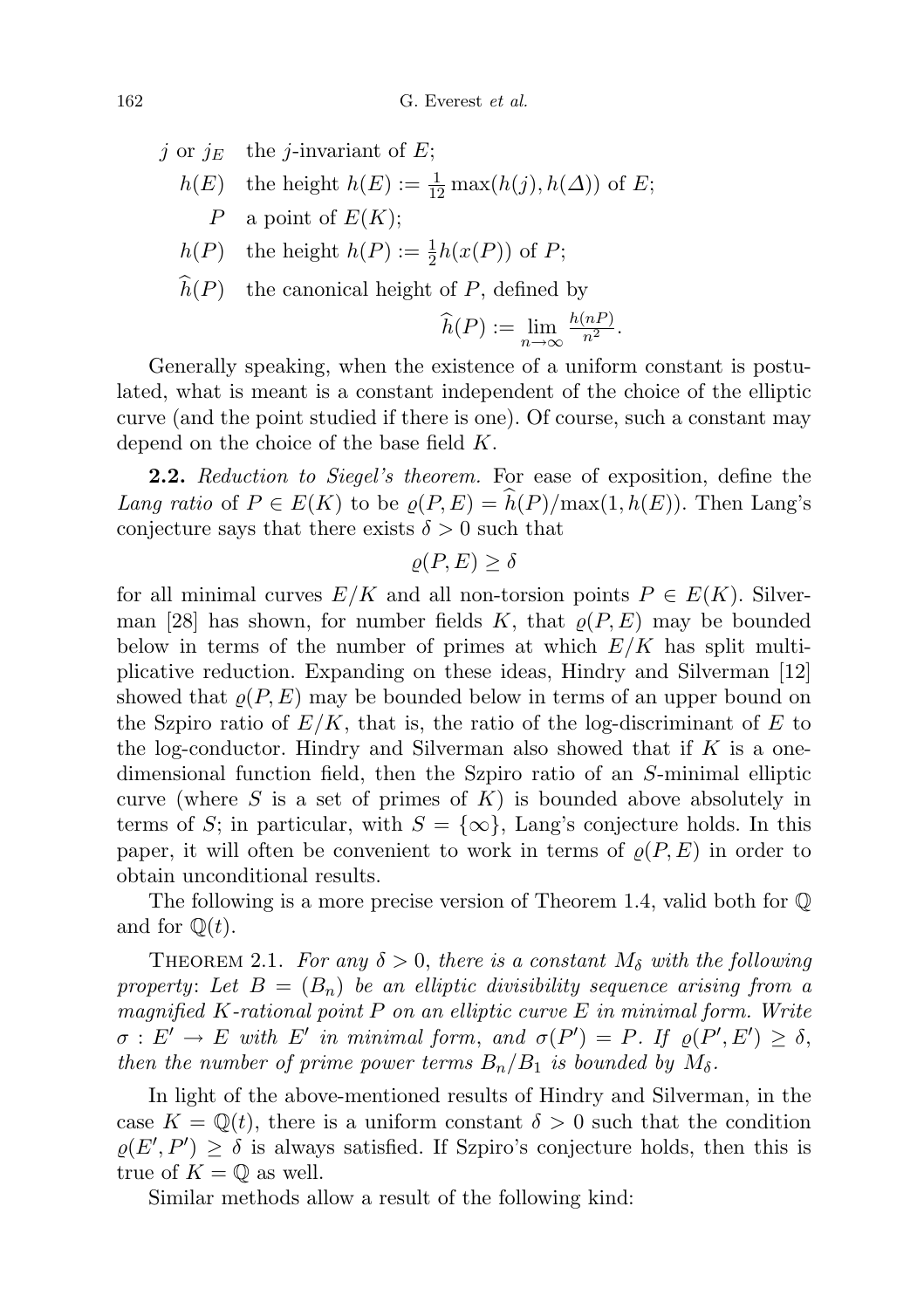$j$ or $j_E$ the $j$-invariant of $E$;

$h(E)$ the height $h(E) := \frac{1}{12}\max(h(j), h(\Delta))$ of $E$;

$P$ a point of $E(K)$;

$h(P)$ the height $h(P) := \frac{1}{2}h(x(P))$ of $P$;

$\widehat{h}(P)$ the canonical height of $P$, defined by

$$\widehat{h}(P) := \lim_{n\to\infty} \frac{h(nP)}{n^2}.$$

Generally speaking, when the existence of a uniform constant is postulated, what is meant is a constant independent of the choice of the elliptic curve (and the point studied if there is one). Of course, such a constant may depend on the choice of the base field $K$.

**2.2.** *Reduction to Siegel's theorem.* For ease of exposition, define the *Lang ratio* of $P \in E(K)$ to be $\varrho(P, E) = \widehat{h}(P)/\max(1, h(E))$. Then Lang's conjecture says that there exists $\delta > 0$ such that

$$\varrho(P, E) \geq \delta$$

for all minimal curves $E/K$ and all non-torsion points $P \in E(K)$. Silverman [28] has shown, for number fields $K$, that $\varrho(P, E)$ may be bounded below in terms of the number of primes at which $E/K$ has split multiplicative reduction. Expanding on these ideas, Hindry and Silverman [12] showed that $\varrho(P, E)$ may be bounded below in terms of an upper bound on the Szpiro ratio of $E/K$, that is, the ratio of the log-discriminant of $E$ to the log-conductor. Hindry and Silverman also showed that if $K$ is a one-dimensional function field, then the Szpiro ratio of an $S$-minimal elliptic curve (where $S$ is a set of primes of $K$) is bounded above absolutely in terms of $S$; in particular, with $S = \{\infty\}$, Lang's conjecture holds. In this paper, it will often be convenient to work in terms of $\varrho(P, E)$ in order to obtain unconditional results.

The following is a more precise version of Theorem 1.4, valid both for $\mathbb{Q}$ and for $\mathbb{Q}(t)$.

Theorem 2.1. *For any $\delta > 0$, there is a constant $M_\delta$ with the following property*: *Let $B = (B_n)$ be an elliptic divisibility sequence arising from a magnified $K$-rational point $P$ on an elliptic curve $E$ in minimal form. Write $\sigma : E' \to E$ with $E'$ in minimal form, and $\sigma(P') = P$. If $\varrho(P', E') \geq \delta$, then the number of prime power terms $B_n/B_1$ is bounded by $M_\delta$.*

In light of the above-mentioned results of Hindry and Silverman, in the case $K = \mathbb{Q}(t)$, there is a uniform constant $\delta > 0$ such that the condition $\varrho(E', P') \geq \delta$ is always satisfied. If Szpiro's conjecture holds, then this is true of $K = \mathbb{Q}$ as well.

Similar methods allow a result of the following kind: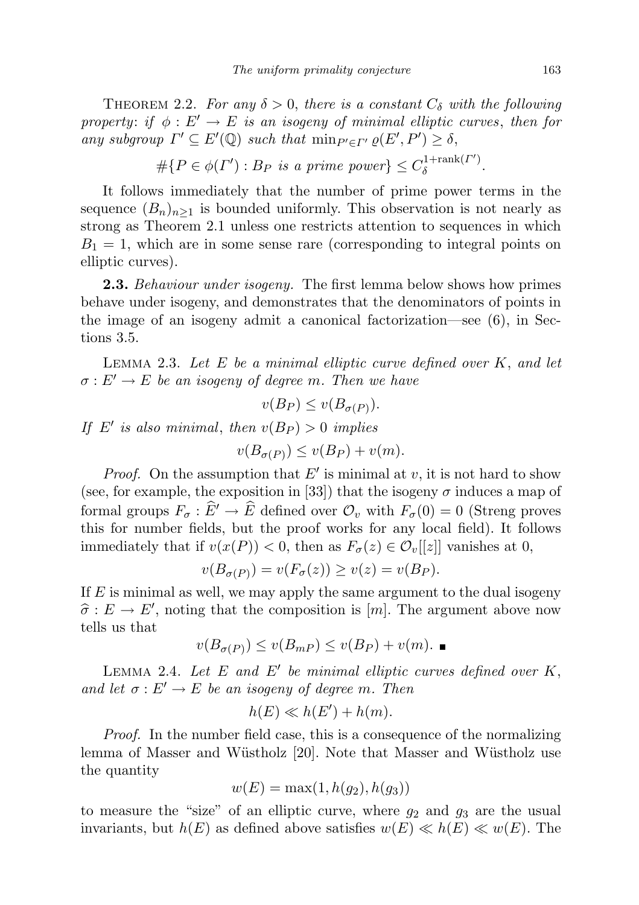Theorem 2.2. *For any $\delta > 0$, there is a constant $C_\delta$ with the following property*: *if $\phi : E' \to E$ is an isogeny of minimal elliptic curves*, *then for any subgroup $\Gamma' \subseteq E'(\mathbb{Q})$ such that $\min_{P' \in \Gamma'} \varrho(E', P') \geq \delta$*,

$$\#\{P \in \phi(\Gamma') : B_P \text{ is a prime power}\} \leq C_\delta^{1+\operatorname{rank}(\Gamma')}.$$

It follows immediately that the number of prime power terms in the sequence $(B_n)_{n\geq 1}$ is bounded uniformly. This observation is not nearly as strong as Theorem 2.1 unless one restricts attention to sequences in which $B_1 = 1$, which are in some sense rare (corresponding to integral points on elliptic curves).

**2.3.** *Behaviour under isogeny.* The first lemma below shows how primes behave under isogeny, and demonstrates that the denominators of points in the image of an isogeny admit a canonical factorization—see (6), in Sections 3.5.

Lemma 2.3. *Let $E$ be a minimal elliptic curve defined over $K$, and let $\sigma : E' \to E$ be an isogeny of degree $m$. Then we have*

$$v(B_P) \leq v(B_{\sigma(P)}).$$

*If $E'$ is also minimal*, *then $v(B_P) > 0$ implies*

$$v(B_{\sigma(P)}) \leq v(B_P) + v(m).$$

*Proof.* On the assumption that $E'$ is minimal at $v$, it is not hard to show (see, for example, the exposition in [33]) that the isogeny $\sigma$ induces a map of formal groups $F_\sigma : \widehat{E}' \to \widehat{E}$ defined over $\mathcal{O}_v$ with $F_\sigma(0) = 0$ (Streng proves this for number fields, but the proof works for any local field). It follows immediately that if $v(x(P)) < 0$, then as $F_\sigma(z) \in \mathcal{O}_v[[z]]$ vanishes at 0,

$$v(B_{\sigma(P)}) = v(F_\sigma(z)) \geq v(z) = v(B_P).$$

If $E$ is minimal as well, we may apply the same argument to the dual isogeny $\widehat{\sigma} : E \to E'$, noting that the composition is $[m]$. The argument above now tells us that

$$v(B_{\sigma(P)}) \leq v(B_{mP}) \leq v(B_P) + v(m). \ \blacksquare$$

Lemma 2.4. *Let $E$ and $E'$ be minimal elliptic curves defined over $K$*, *and let $\sigma : E' \to E$ be an isogeny of degree $m$. Then*

$$h(E) \ll h(E') + h(m).$$

*Proof.* In the number field case, this is a consequence of the normalizing lemma of Masser and Wüstholz [20]. Note that Masser and Wüstholz use the quantity

$$w(E) = \max(1, h(g_2), h(g_3))$$

to measure the "size" of an elliptic curve, where $g_2$ and $g_3$ are the usual invariants, but $h(E)$ as defined above satisfies $w(E) \ll h(E) \ll w(E)$. The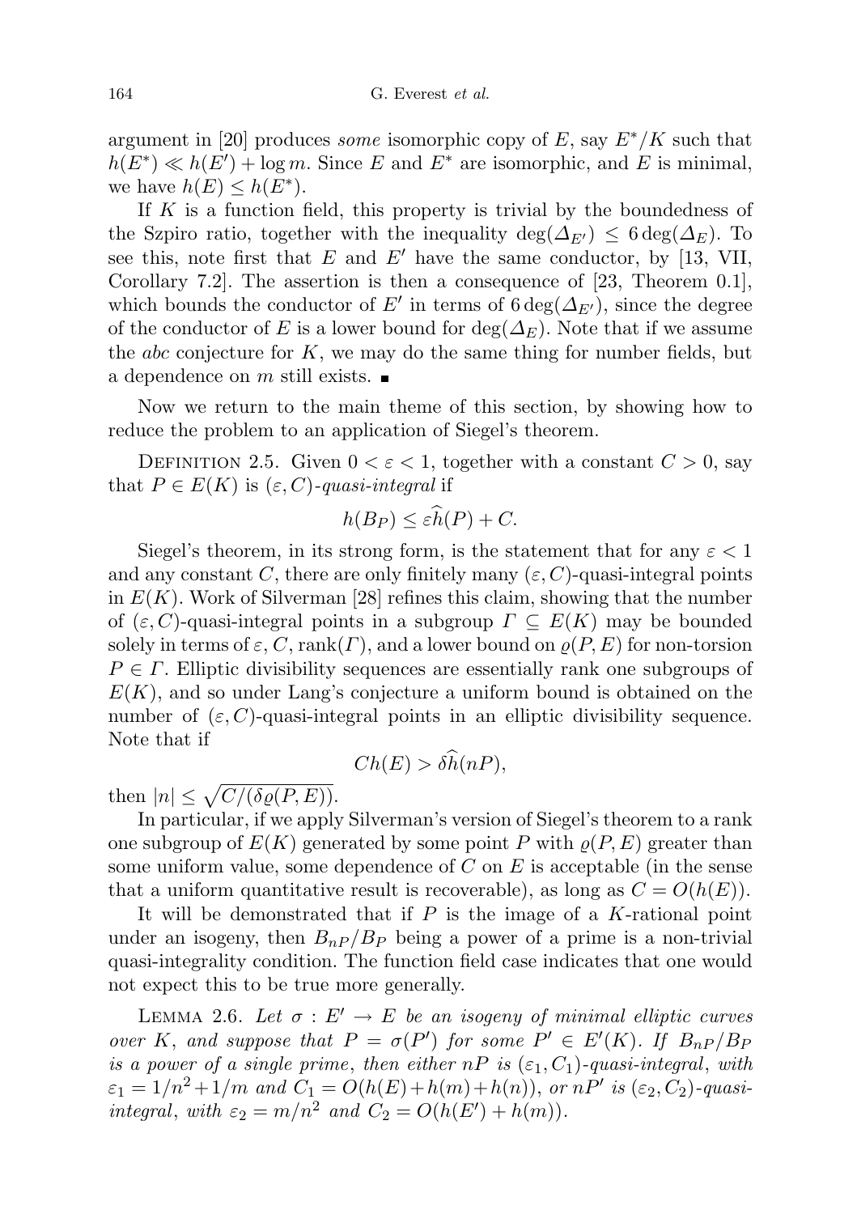argument in [20] produces *some* isomorphic copy of $E$, say $E^*/K$ such that $h(E^*) \ll h(E') + \log m$. Since $E$ and $E^*$ are isomorphic, and $E$ is minimal, we have $h(E) \leq h(E^*)$.

If $K$ is a function field, this property is trivial by the boundedness of the Szpiro ratio, together with the inequality $\deg(\Delta_{E'}) \leq 6\deg(\Delta_E)$. To see this, note first that $E$ and $E'$ have the same conductor, by [13, VII, Corollary 7.2]. The assertion is then a consequence of [23, Theorem 0.1], which bounds the conductor of $E'$ in terms of $6\deg(\Delta_{E'})$, since the degree of the conductor of $E$ is a lower bound for $\deg(\Delta_E)$. Note that if we assume the *abc* conjecture for $K$, we may do the same thing for number fields, but a dependence on $m$ still exists. ∎

Now we return to the main theme of this section, by showing how to reduce the problem to an application of Siegel's theorem.

Definition 2.5. Given $0 < \varepsilon < 1$, together with a constant $C > 0$, say that $P \in E(K)$ is *$(\varepsilon, C)$-quasi-integral* if

$$h(B_P) \leq \varepsilon \widehat{h}(P) + C.$$

Siegel's theorem, in its strong form, is the statement that for any $\varepsilon < 1$ and any constant $C$, there are only finitely many $(\varepsilon, C)$-quasi-integral points in $E(K)$. Work of Silverman [28] refines this claim, showing that the number of $(\varepsilon, C)$-quasi-integral points in a subgroup $\Gamma \subseteq E(K)$ may be bounded solely in terms of $\varepsilon$, $C$, $\operatorname{rank}(\Gamma)$, and a lower bound on $\varrho(P, E)$ for non-torsion $P \in \Gamma$. Elliptic divisibility sequences are essentially rank one subgroups of $E(K)$, and so under Lang's conjecture a uniform bound is obtained on the number of $(\varepsilon, C)$-quasi-integral points in an elliptic divisibility sequence. Note that if

$$Ch(E) > \delta \widehat{h}(nP),$$

then $|n| \leq \sqrt{C/(\delta \varrho(P, E))}$.

In particular, if we apply Silverman's version of Siegel's theorem to a rank one subgroup of $E(K)$ generated by some point $P$ with $\varrho(P, E)$ greater than some uniform value, some dependence of $C$ on $E$ is acceptable (in the sense that a uniform quantitative result is recoverable), as long as $C = O(h(E))$.

It will be demonstrated that if $P$ is the image of a $K$-rational point under an isogeny, then $B_{nP}/B_P$ being a power of a prime is a non-trivial quasi-integrality condition. The function field case indicates that one would not expect this to be true more generally.

Lemma 2.6. *Let $\sigma : E' \to E$ be an isogeny of minimal elliptic curves over $K$, and suppose that $P = \sigma(P')$ for some $P' \in E'(K)$. If $B_{nP}/B_P$ is a power of a single prime, then either $nP$ is $(\varepsilon_1, C_1)$-quasi-integral, with $\varepsilon_1 = 1/n^2 + 1/m$ and $C_1 = O(h(E) + h(m) + h(n))$, or $nP'$ is $(\varepsilon_2, C_2)$-quasi-integral, with $\varepsilon_2 = m/n^2$ and $C_2 = O(h(E') + h(m))$.*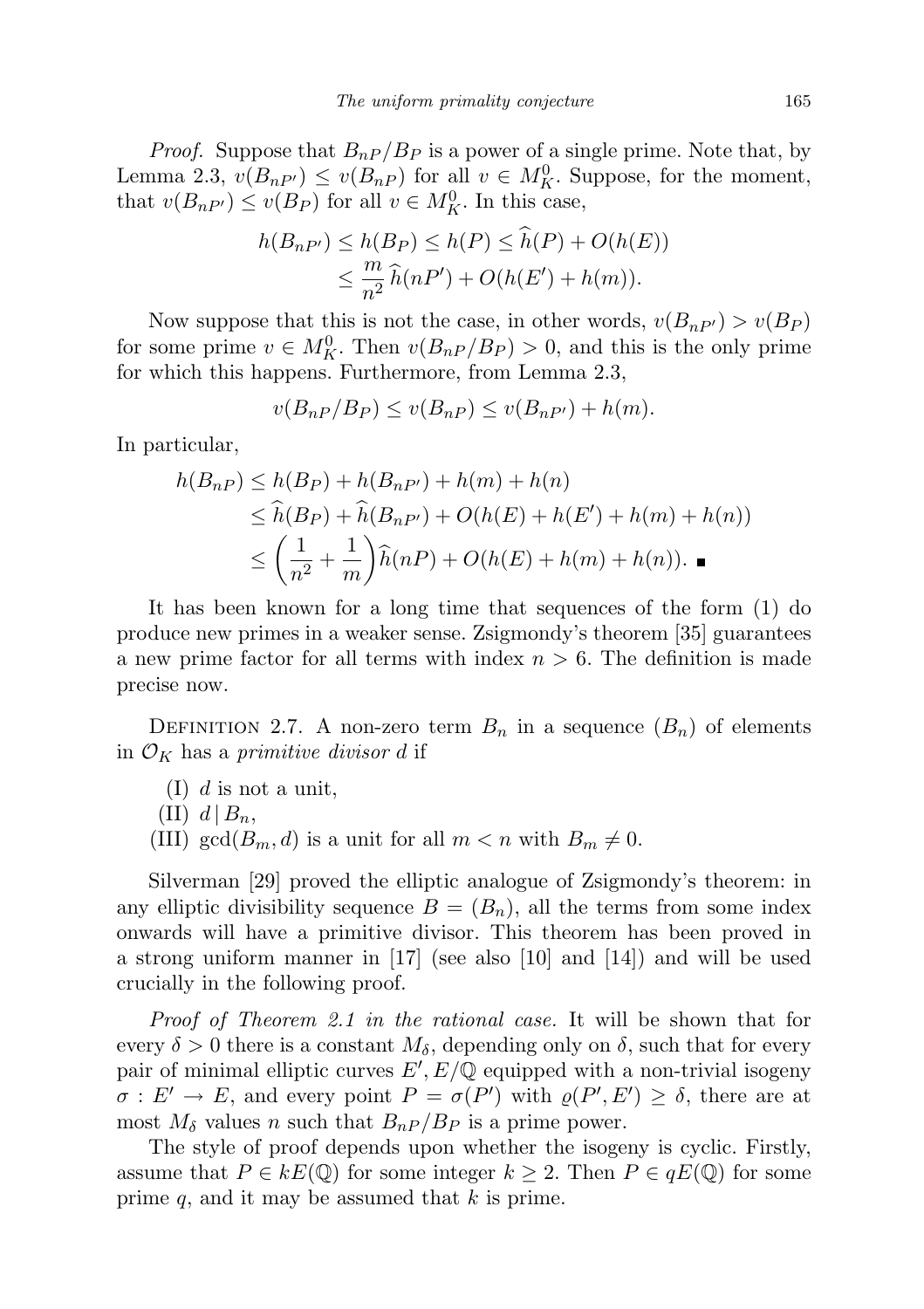*Proof.* Suppose that $B_{nP}/B_P$ is a power of a single prime. Note that, by Lemma 2.3, $v(B_{nP'}) \le v(B_{nP})$ for all $v \in M_K^0$. Suppose, for the moment, that $v(B_{nP'}) \le v(B_P)$ for all $v \in M_K^0$. In this case,

$$\begin{aligned} h(B_{nP'}) &\le h(B_P) \le h(P) \le \widehat{h}(P) + O(h(E)) \\ &\le \frac{m}{n^2}\,\widehat{h}(nP') + O(h(E') + h(m)). \end{aligned}$$

Now suppose that this is not the case, in other words, $v(B_{nP'}) > v(B_P)$ for some prime $v \in M_K^0$. Then $v(B_{nP}/B_P) > 0$, and this is the only prime for which this happens. Furthermore, from Lemma 2.3,

$$v(B_{nP}/B_P) \le v(B_{nP}) \le v(B_{nP'}) + h(m).$$

In particular,

$$\begin{aligned} h(B_{nP}) &\le h(B_P) + h(B_{nP'}) + h(m) + h(n) \\ &\le \widehat{h}(B_P) + \widehat{h}(B_{nP'}) + O(h(E) + h(E') + h(m) + h(n)) \\ &\le \left(\frac{1}{n^2} + \frac{1}{m}\right)\widehat{h}(nP) + O(h(E) + h(m) + h(n)). \ \blacksquare \end{aligned}$$

It has been known for a long time that sequences of the form (1) do produce new primes in a weaker sense. Zsigmondy's theorem [35] guarantees a new prime factor for all terms with index $n > 6$. The definition is made precise now.

Definition 2.7. A non-zero term $B_n$ in a sequence $(B_n)$ of elements in $\mathcal{O}_K$ has a *primitive divisor* $d$ if

(I) $d$ is not a unit,
(II) $d \mid B_n$,
(III) $\gcd(B_m, d)$ is a unit for all $m < n$ with $B_m \ne 0$.

Silverman [29] proved the elliptic analogue of Zsigmondy's theorem: in any elliptic divisibility sequence $B = (B_n)$, all the terms from some index onwards will have a primitive divisor. This theorem has been proved in a strong uniform manner in [17] (see also [10] and [14]) and will be used crucially in the following proof.

*Proof of Theorem 2.1 in the rational case.* It will be shown that for every $\delta > 0$ there is a constant $M_\delta$, depending only on $\delta$, such that for every pair of minimal elliptic curves $E', E/\mathbb{Q}$ equipped with a non-trivial isogeny $\sigma : E' \to E$, and every point $P = \sigma(P')$ with $\varrho(P', E') \ge \delta$, there are at most $M_\delta$ values $n$ such that $B_{nP}/B_P$ is a prime power.

The style of proof depends upon whether the isogeny is cyclic. Firstly, assume that $P \in kE(\mathbb{Q})$ for some integer $k \ge 2$. Then $P \in qE(\mathbb{Q})$ for some prime $q$, and it may be assumed that $k$ is prime.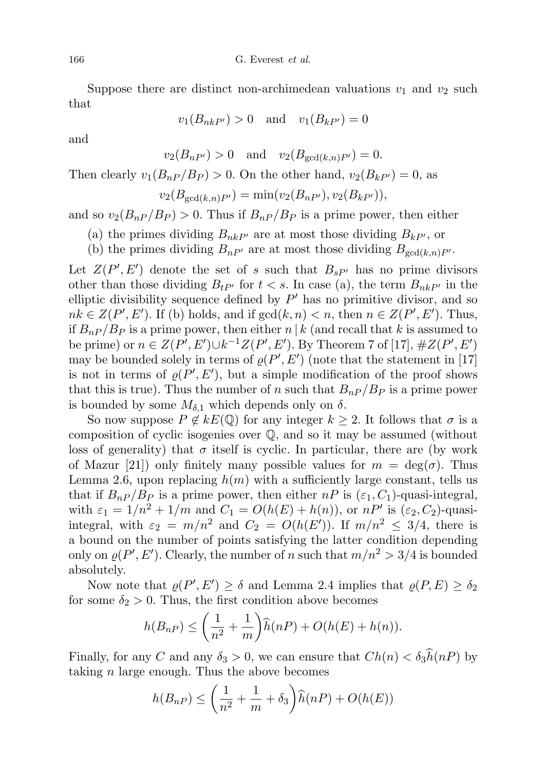Suppose there are distinct non-archimedean valuations $v_1$ and $v_2$ such that

$$v_1(B_{nkP'}) > 0 \quad \text{and} \quad v_1(B_{kP'}) = 0$$

and

$$v_2(B_{nP'}) > 0 \quad \text{and} \quad v_2(B_{\gcd(k,n)P'}) = 0.$$

Then clearly $v_1(B_{nP}/B_P) > 0$. On the other hand, $v_2(B_{kP'}) = 0$, as

$$v_2(B_{\gcd(k,n)P'}) = \min(v_2(B_{nP'}), v_2(B_{kP'})),$$

and so $v_2(B_{nP}/B_P) > 0$. Thus if $B_{nP}/B_P$ is a prime power, then either

(a) the primes dividing $B_{nkP'}$ are at most those dividing $B_{kP'}$, or

(b) the primes dividing $B_{nP'}$ are at most those dividing $B_{\gcd(k,n)P'}$.

Let $Z(P', E')$ denote the set of $s$ such that $B_{sP'}$ has no prime divisors other than those dividing $B_{tP'}$ for $t < s$. In case (a), the term $B_{nkP'}$ in the elliptic divisibility sequence defined by $P'$ has no primitive divisor, and so $nk \in Z(P', E')$. If (b) holds, and if $\gcd(k, n) < n$, then $n \in Z(P', E')$. Thus, if $B_{nP}/B_P$ is a prime power, then either $n \mid k$ (and recall that $k$ is assumed to be prime) or $n \in Z(P', E') \cup k^{-1}Z(P', E')$. By Theorem 7 of [17], $\#Z(P', E')$ may be bounded solely in terms of $\varrho(P', E')$ (note that the statement in [17] is not in terms of $\varrho(P', E')$, but a simple modification of the proof shows that this is true). Thus the number of $n$ such that $B_{nP}/B_P$ is a prime power is bounded by some $M_{\delta,1}$ which depends only on $\delta$.

So now suppose $P \notin kE(\mathbb{Q})$ for any integer $k \geq 2$. It follows that $\sigma$ is a composition of cyclic isogenies over $\mathbb{Q}$, and so it may be assumed (without loss of generality) that $\sigma$ itself is cyclic. In particular, there are (by work of Mazur [21]) only finitely many possible values for $m = \deg(\sigma)$. Thus Lemma 2.6, upon replacing $h(m)$ with a sufficiently large constant, tells us that if $B_{nP}/B_P$ is a prime power, then either $nP$ is $(\varepsilon_1, C_1)$-quasi-integral, with $\varepsilon_1 = 1/n^2 + 1/m$ and $C_1 = O(h(E) + h(n))$, or $nP'$ is $(\varepsilon_2, C_2)$-quasi-integral, with $\varepsilon_2 = m/n^2$ and $C_2 = O(h(E'))$. If $m/n^2 \leq 3/4$, there is a bound on the number of points satisfying the latter condition depending only on $\varrho(P', E')$. Clearly, the number of $n$ such that $m/n^2 > 3/4$ is bounded absolutely.

Now note that $\varrho(P', E') \geq \delta$ and Lemma 2.4 implies that $\varrho(P, E) \geq \delta_2$ for some $\delta_2 > 0$. Thus, the first condition above becomes

$$h(B_{nP}) \leq \left(\frac{1}{n^2} + \frac{1}{m}\right)\widehat{h}(nP) + O(h(E) + h(n)).$$

Finally, for any $C$ and any $\delta_3 > 0$, we can ensure that $Ch(n) < \delta_3 \widehat{h}(nP)$ by taking $n$ large enough. Thus the above becomes

$$h(B_{nP}) \leq \left(\frac{1}{n^2} + \frac{1}{m} + \delta_3\right)\widehat{h}(nP) + O(h(E))$$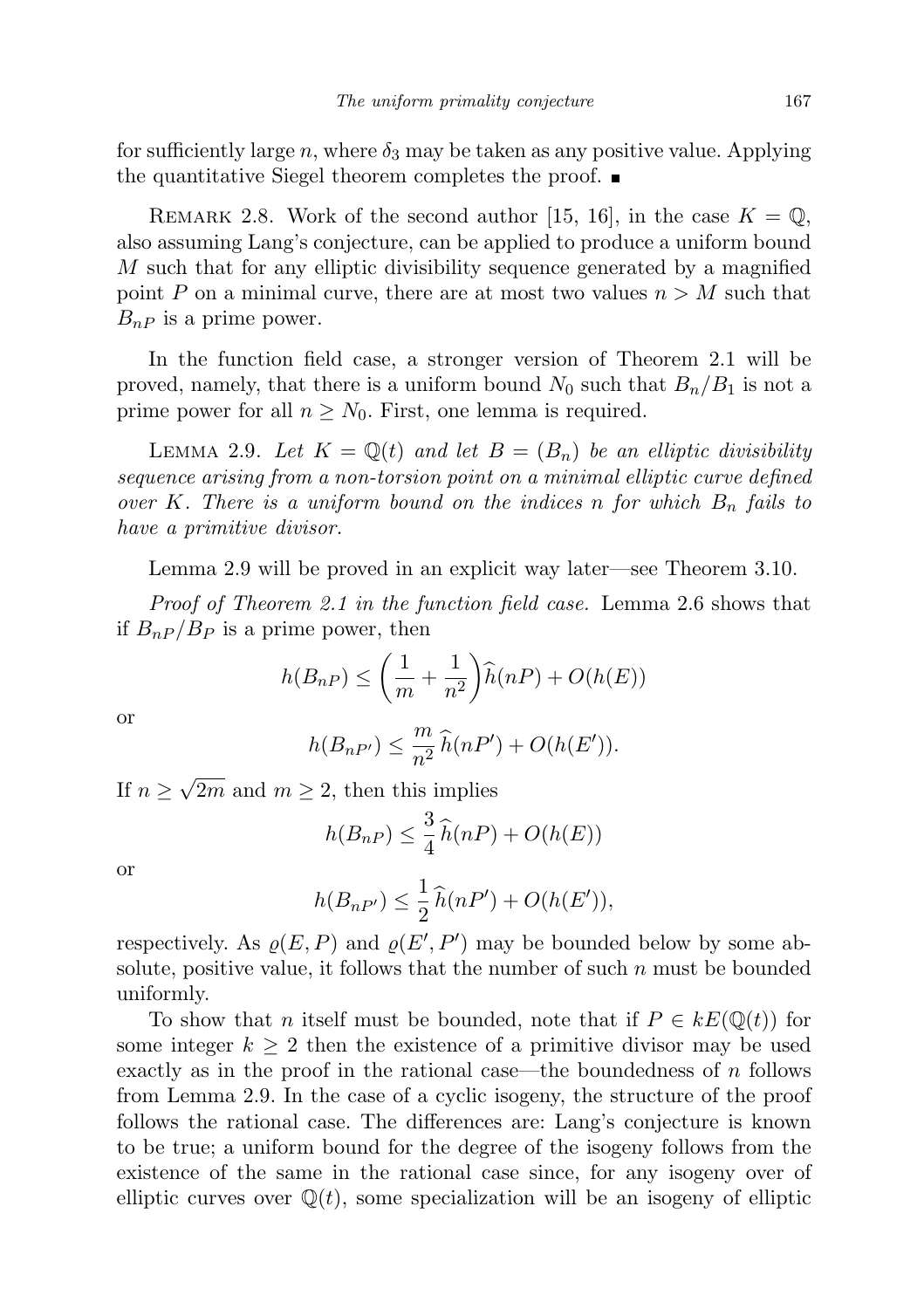for sufficiently large $n$, where $\delta_3$ may be taken as any positive value. Applying the quantitative Siegel theorem completes the proof. ■

REMARK 2.8. Work of the second author [15, 16], in the case $K = \mathbb{Q}$, also assuming Lang's conjecture, can be applied to produce a uniform bound $M$ such that for any elliptic divisibility sequence generated by a magnified point $P$ on a minimal curve, there are at most two values $n > M$ such that $B_{nP}$ is a prime power.

In the function field case, a stronger version of Theorem 2.1 will be proved, namely, that there is a uniform bound $N_0$ such that $B_n/B_1$ is not a prime power for all $n \geq N_0$. First, one lemma is required.

LEMMA 2.9. *Let $K = \mathbb{Q}(t)$ and let $B = (B_n)$ be an elliptic divisibility sequence arising from a non-torsion point on a minimal elliptic curve defined over $K$. There is a uniform bound on the indices $n$ for which $B_n$ fails to have a primitive divisor.*

Lemma 2.9 will be proved in an explicit way later—see Theorem 3.10.

*Proof of Theorem 2.1 in the function field case.* Lemma 2.6 shows that if $B_{nP}/B_P$ is a prime power, then

$$h(B_{nP}) \leq \left(\frac{1}{m} + \frac{1}{n^2}\right)\widehat{h}(nP) + O(h(E))$$

or

$$h(B_{nP'}) \leq \frac{m}{n^2}\,\widehat{h}(nP') + O(h(E')).$$

If $n \geq \sqrt{2m}$ and $m \geq 2$, then this implies

$$h(B_{nP}) \leq \frac{3}{4}\,\widehat{h}(nP) + O(h(E))$$

or

$$h(B_{nP'}) \leq \frac{1}{2}\,\widehat{h}(nP') + O(h(E')),$$

respectively. As $\varrho(E,P)$ and $\varrho(E',P')$ may be bounded below by some absolute, positive value, it follows that the number of such $n$ must be bounded uniformly.

To show that $n$ itself must be bounded, note that if $P \in kE(\mathbb{Q}(t))$ for some integer $k \geq 2$ then the existence of a primitive divisor may be used exactly as in the proof in the rational case—the boundedness of $n$ follows from Lemma 2.9. In the case of a cyclic isogeny, the structure of the proof follows the rational case. The differences are: Lang's conjecture is known to be true; a uniform bound for the degree of the isogeny follows from the existence of the same in the rational case since, for any isogeny over of elliptic curves over $\mathbb{Q}(t)$, some specialization will be an isogeny of elliptic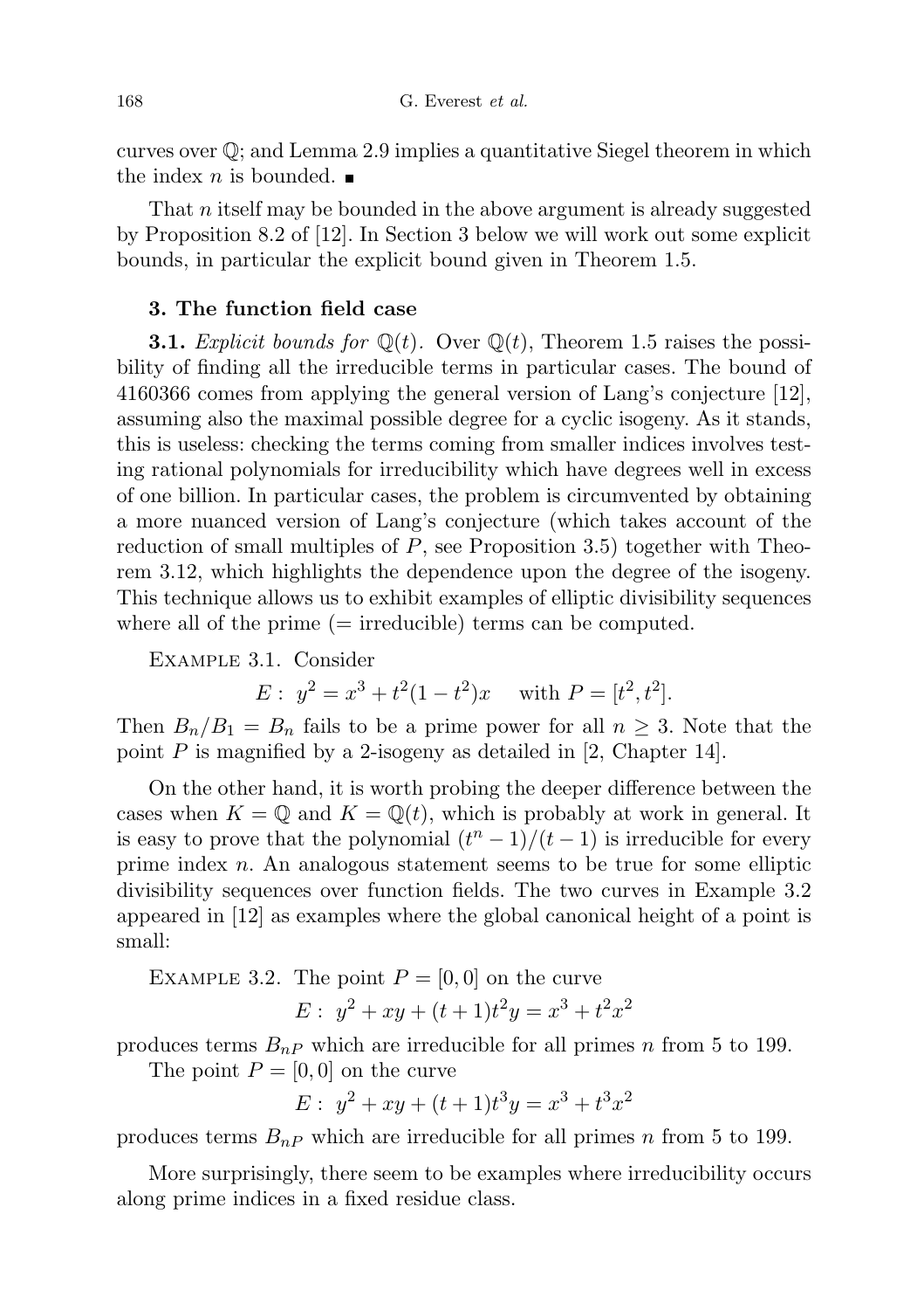curves over $\mathbb{Q}$; and Lemma 2.9 implies a quantitative Siegel theorem in which the index $n$ is bounded. ∎

That $n$ itself may be bounded in the above argument is already suggested by Proposition 8.2 of [12]. In Section 3 below we will work out some explicit bounds, in particular the explicit bound given in Theorem 1.5.

## 3. The function field case

**3.1.** *Explicit bounds for* $\mathbb{Q}(t)$. Over $\mathbb{Q}(t)$, Theorem 1.5 raises the possibility of finding all the irreducible terms in particular cases. The bound of 4160366 comes from applying the general version of Lang's conjecture [12], assuming also the maximal possible degree for a cyclic isogeny. As it stands, this is useless: checking the terms coming from smaller indices involves testing rational polynomials for irreducibility which have degrees well in excess of one billion. In particular cases, the problem is circumvented by obtaining a more nuanced version of Lang's conjecture (which takes account of the reduction of small multiples of $P$, see Proposition 3.5) together with Theorem 3.12, which highlights the dependence upon the degree of the isogeny. This technique allows us to exhibit examples of elliptic divisibility sequences where all of the prime (= irreducible) terms can be computed.

Example 3.1. Consider

$$E:\ y^2 = x^3 + t^2(1-t^2)x \quad \text{ with } P = [t^2, t^2].$$

Then $B_n/B_1 = B_n$ fails to be a prime power for all $n \geq 3$. Note that the point $P$ is magnified by a 2-isogeny as detailed in [2, Chapter 14].

On the other hand, it is worth probing the deeper difference between the cases when $K = \mathbb{Q}$ and $K = \mathbb{Q}(t)$, which is probably at work in general. It is easy to prove that the polynomial $(t^n-1)/(t-1)$ is irreducible for every prime index $n$. An analogous statement seems to be true for some elliptic divisibility sequences over function fields. The two curves in Example 3.2 appeared in [12] as examples where the global canonical height of a point is small:

Example 3.2. The point $P = [0, 0]$ on the curve

$$E:\ y^2 + xy + (t+1)t^2 y = x^3 + t^2 x^2$$

produces terms $B_{nP}$ which are irreducible for all primes $n$ from 5 to 199.

The point $P = [0, 0]$ on the curve

$$E:\ y^2 + xy + (t+1)t^3 y = x^3 + t^3 x^2$$

produces terms $B_{nP}$ which are irreducible for all primes $n$ from 5 to 199.

More surprisingly, there seem to be examples where irreducibility occurs along prime indices in a fixed residue class.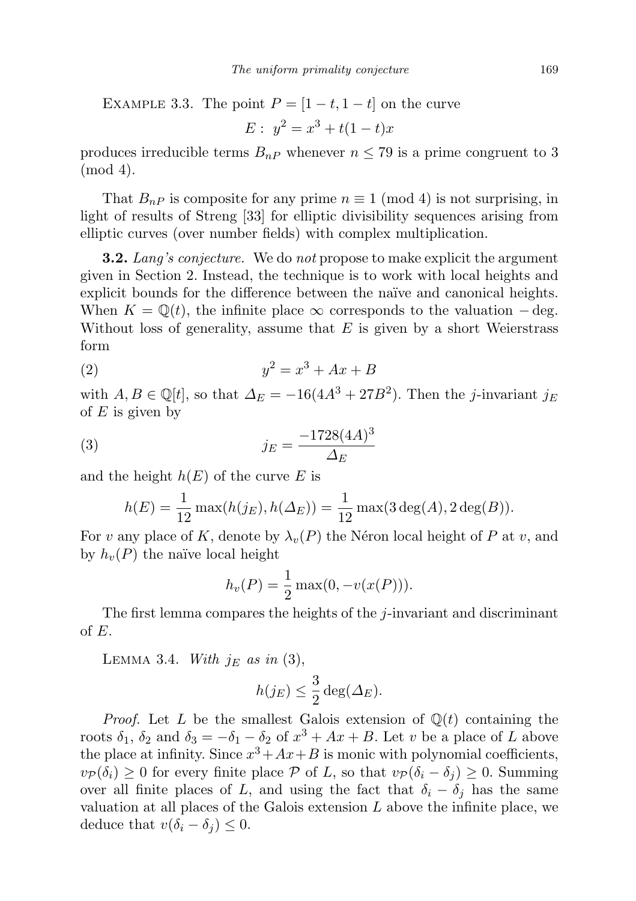Example 3.3. The point $P = [1-t, 1-t]$ on the curve

$$E:\ y^2 = x^3 + t(1-t)x$$

produces irreducible terms $B_{nP}$ whenever $n \leq 79$ is a prime congruent to 3 (mod 4).

That $B_{nP}$ is composite for any prime $n \equiv 1 \pmod 4$ is not surprising, in light of results of Streng [33] for elliptic divisibility sequences arising from elliptic curves (over number fields) with complex multiplication.

**3.2.** *Lang's conjecture.* We do *not* propose to make explicit the argument given in Section 2. Instead, the technique is to work with local heights and explicit bounds for the difference between the naïve and canonical heights. When $K = \mathbb{Q}(t)$, the infinite place $\infty$ corresponds to the valuation $-\deg$. Without loss of generality, assume that $E$ is given by a short Weierstrass form

$$y^2 = x^3 + Ax + B \tag{2}$$

with $A, B \in \mathbb{Q}[t]$, so that $\Delta_E = -16(4A^3 + 27B^2)$. Then the $j$-invariant $j_E$ of $E$ is given by

$$j_E = \frac{-1728(4A)^3}{\Delta_E} \tag{3}$$

and the height $h(E)$ of the curve $E$ is

$$h(E) = \frac{1}{12}\max(h(j_E), h(\Delta_E)) = \frac{1}{12}\max(3\deg(A), 2\deg(B)).$$

For $v$ any place of $K$, denote by $\lambda_v(P)$ the Néron local height of $P$ at $v$, and by $h_v(P)$ the naïve local height

$$h_v(P) = \frac{1}{2}\max(0, -v(x(P))).$$

The first lemma compares the heights of the $j$-invariant and discriminant of $E$.

Lemma 3.4. *With $j_E$ as in* (3),

$$h(j_E) \leq \frac{3}{2}\deg(\Delta_E).$$

*Proof.* Let $L$ be the smallest Galois extension of $\mathbb{Q}(t)$ containing the roots $\delta_1$, $\delta_2$ and $\delta_3 = -\delta_1 - \delta_2$ of $x^3 + Ax + B$. Let $v$ be a place of $L$ above the place at infinity. Since $x^3+Ax+B$ is monic with polynomial coefficients, $v_{\mathcal{P}}(\delta_i) \geq 0$ for every finite place $\mathcal{P}$ of $L$, so that $v_{\mathcal{P}}(\delta_i - \delta_j) \geq 0$. Summing over all finite places of $L$, and using the fact that $\delta_i - \delta_j$ has the same valuation at all places of the Galois extension $L$ above the infinite place, we deduce that $v(\delta_i - \delta_j) \leq 0$.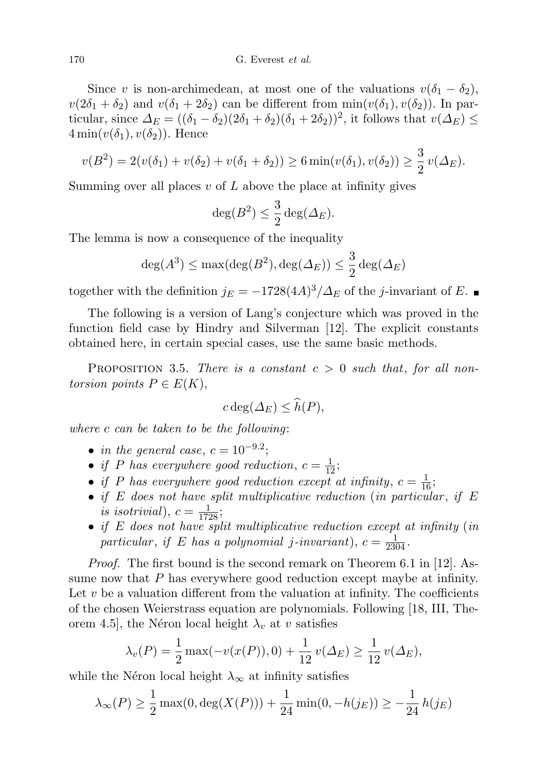Since $v$ is non-archimedean, at most one of the valuations $v(\delta_1 - \delta_2)$, $v(2\delta_1 + \delta_2)$ and $v(\delta_1 + 2\delta_2)$ can be different from $\min(v(\delta_1), v(\delta_2))$. In particular, since $\Delta_E = ((\delta_1 - \delta_2)(2\delta_1 + \delta_2)(\delta_1 + 2\delta_2))^2$, it follows that $v(\Delta_E) \leq 4\min(v(\delta_1), v(\delta_2))$. Hence

$$v(B^2) = 2(v(\delta_1) + v(\delta_2) + v(\delta_1 + \delta_2)) \geq 6\min(v(\delta_1), v(\delta_2)) \geq \frac{3}{2}\, v(\Delta_E).$$

Summing over all places $v$ of $L$ above the place at infinity gives

$$\deg(B^2) \leq \frac{3}{2}\deg(\Delta_E).$$

The lemma is now a consequence of the inequality

$$\deg(A^3) \leq \max(\deg(B^2), \deg(\Delta_E)) \leq \frac{3}{2}\deg(\Delta_E)$$

together with the definition $j_E = -1728(4A)^3/\Delta_E$ of the $j$-invariant of $E$. ■

The following is a version of Lang's conjecture which was proved in the function field case by Hindry and Silverman [12]. The explicit constants obtained here, in certain special cases, use the same basic methods.

Proposition 3.5. *There is a constant $c > 0$ such that, for all non-torsion points $P \in E(K)$,*

$$c\deg(\Delta_E) \leq \widehat{h}(P),$$

*where $c$ can be taken to be the following*:

- *in the general case, $c = 10^{-9.2}$;*
- *if $P$ has everywhere good reduction, $c = \frac{1}{12}$;*
- *if $P$ has everywhere good reduction except at infinity, $c = \frac{1}{16}$;*
- *if $E$ does not have split multiplicative reduction* (*in particular*, *if $E$ is isotrivial*), *$c = \frac{1}{1728}$;*
- *if $E$ does not have split multiplicative reduction except at infinity* (*in particular*, *if $E$ has a polynomial $j$-invariant*), *$c = \frac{1}{2304}$.*

*Proof.* The first bound is the second remark on Theorem 6.1 in [12]. Assume now that $P$ has everywhere good reduction except maybe at infinity. Let $v$ be a valuation different from the valuation at infinity. The coefficients of the chosen Weierstrass equation are polynomials. Following [18, III, Theorem 4.5], the Néron local height $\lambda_v$ at $v$ satisfies

$$\lambda_v(P) = \frac{1}{2}\max(-v(x(P)), 0) + \frac{1}{12}\, v(\Delta_E) \geq \frac{1}{12}\, v(\Delta_E),$$

while the Néron local height $\lambda_\infty$ at infinity satisfies

$$\lambda_\infty(P) \geq \frac{1}{2}\max(0, \deg(X(P))) + \frac{1}{24}\min(0, -h(j_E)) \geq -\frac{1}{24}\, h(j_E)$$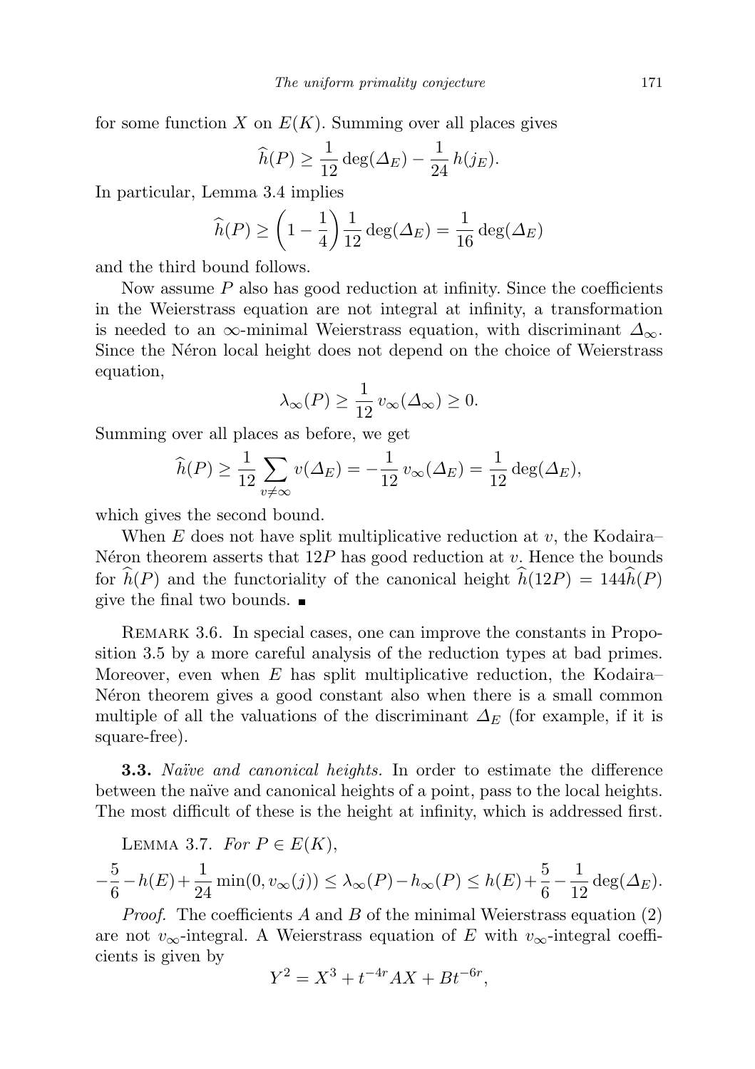for some function $X$ on $E(K)$. Summing over all places gives

$$\widehat{h}(P) \geq \frac{1}{12}\deg(\Delta_E) - \frac{1}{24}\, h(j_E).$$

In particular, Lemma 3.4 implies

$$\widehat{h}(P) \geq \left(1 - \frac{1}{4}\right)\frac{1}{12}\deg(\Delta_E) = \frac{1}{16}\deg(\Delta_E)$$

and the third bound follows.

Now assume $P$ also has good reduction at infinity. Since the coefficients in the Weierstrass equation are not integral at infinity, a transformation is needed to an $\infty$-minimal Weierstrass equation, with discriminant $\Delta_\infty$. Since the Néron local height does not depend on the choice of Weierstrass equation,

$$\lambda_\infty(P) \geq \frac{1}{12}\, v_\infty(\Delta_\infty) \geq 0.$$

Summing over all places as before, we get

$$\widehat{h}(P) \geq \frac{1}{12}\sum_{v\neq\infty} v(\Delta_E) = -\frac{1}{12}\, v_\infty(\Delta_E) = \frac{1}{12}\deg(\Delta_E),$$

which gives the second bound.

When $E$ does not have split multiplicative reduction at $v$, the Kodaira–Néron theorem asserts that $12P$ has good reduction at $v$. Hence the bounds for $\widehat{h}(P)$ and the functoriality of the canonical height $\widehat{h}(12P) = 144\widehat{h}(P)$ give the final two bounds. ■

Remark 3.6. In special cases, one can improve the constants in Proposition 3.5 by a more careful analysis of the reduction types at bad primes. Moreover, even when $E$ has split multiplicative reduction, the Kodaira–Néron theorem gives a good constant also when there is a small common multiple of all the valuations of the discriminant $\Delta_E$ (for example, if it is square-free).

**3.3.** *Naïve and canonical heights.* In order to estimate the difference between the naïve and canonical heights of a point, pass to the local heights. The most difficult of these is the height at infinity, which is addressed first.

Lemma 3.7. *For $P \in E(K)$,*

$$-\frac{5}{6} - h(E) + \frac{1}{24}\min(0, v_\infty(j)) \leq \lambda_\infty(P) - h_\infty(P) \leq h(E) + \frac{5}{6} - \frac{1}{12}\deg(\Delta_E).$$

*Proof.* The coefficients $A$ and $B$ of the minimal Weierstrass equation (2) are not $v_\infty$-integral. A Weierstrass equation of $E$ with $v_\infty$-integral coefficients is given by

$$Y^2 = X^3 + t^{-4r}AX + Bt^{-6r},$$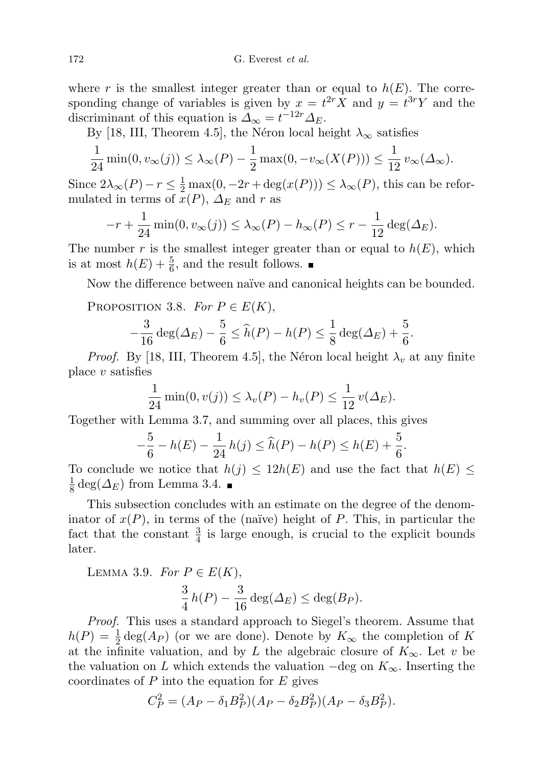where $r$ is the smallest integer greater than or equal to $h(E)$. The corresponding change of variables is given by $x = t^{2r}X$ and $y = t^{3r}Y$ and the discriminant of this equation is $\Delta_\infty = t^{-12r}\Delta_E$.

By [18, III, Theorem 4.5], the Néron local height $\lambda_\infty$ satisfies

$$\frac{1}{24}\min(0, v_\infty(j)) \le \lambda_\infty(P) - \frac{1}{2}\max(0, -v_\infty(X(P))) \le \frac{1}{12}\, v_\infty(\Delta_\infty).$$

Since $2\lambda_\infty(P) - r \le \frac{1}{2}\max(0, -2r + \deg(x(P))) \le \lambda_\infty(P)$, this can be reformulated in terms of $x(P)$, $\Delta_E$ and $r$ as

$$-r + \frac{1}{24}\min(0, v_\infty(j)) \le \lambda_\infty(P) - h_\infty(P) \le r - \frac{1}{12}\deg(\Delta_E).$$

The number $r$ is the smallest integer greater than or equal to $h(E)$, which is at most $h(E) + \frac{5}{6}$, and the result follows. ∎

Now the difference between naïve and canonical heights can be bounded.

Proposition 3.8. *For $P \in E(K)$,*

$$-\frac{3}{16}\deg(\Delta_E) - \frac{5}{6} \le \widehat{h}(P) - h(P) \le \frac{1}{8}\deg(\Delta_E) + \frac{5}{6}.$$

*Proof.* By [18, III, Theorem 4.5], the Néron local height $\lambda_v$ at any finite place $v$ satisfies

$$\frac{1}{24}\min(0, v(j)) \le \lambda_v(P) - h_v(P) \le \frac{1}{12}\, v(\Delta_E).$$

Together with Lemma 3.7, and summing over all places, this gives

$$-\frac{5}{6} - h(E) - \frac{1}{24}\, h(j) \le \widehat{h}(P) - h(P) \le h(E) + \frac{5}{6}.$$

To conclude we notice that $h(j) \le 12h(E)$ and use the fact that $h(E) \le \frac{1}{8}\deg(\Delta_E)$ from Lemma 3.4. ∎

This subsection concludes with an estimate on the degree of the denominator of $x(P)$, in terms of the (naïve) height of $P$. This, in particular the fact that the constant $\frac{3}{4}$ is large enough, is crucial to the explicit bounds later.

Lemma 3.9. *For $P \in E(K)$,*

$$\frac{3}{4}\, h(P) - \frac{3}{16}\deg(\Delta_E) \le \deg(B_P).$$

*Proof.* This uses a standard approach to Siegel's theorem. Assume that $h(P) = \frac{1}{2}\deg(A_P)$ (or we are done). Denote by $K_\infty$ the completion of $K$ at the infinite valuation, and by $L$ the algebraic closure of $K_\infty$. Let $v$ be the valuation on $L$ which extends the valuation $-\deg$ on $K_\infty$. Inserting the coordinates of $P$ into the equation for $E$ gives

$$C_P^2 = (A_P - \delta_1 B_P^2)(A_P - \delta_2 B_P^2)(A_P - \delta_3 B_P^2).$$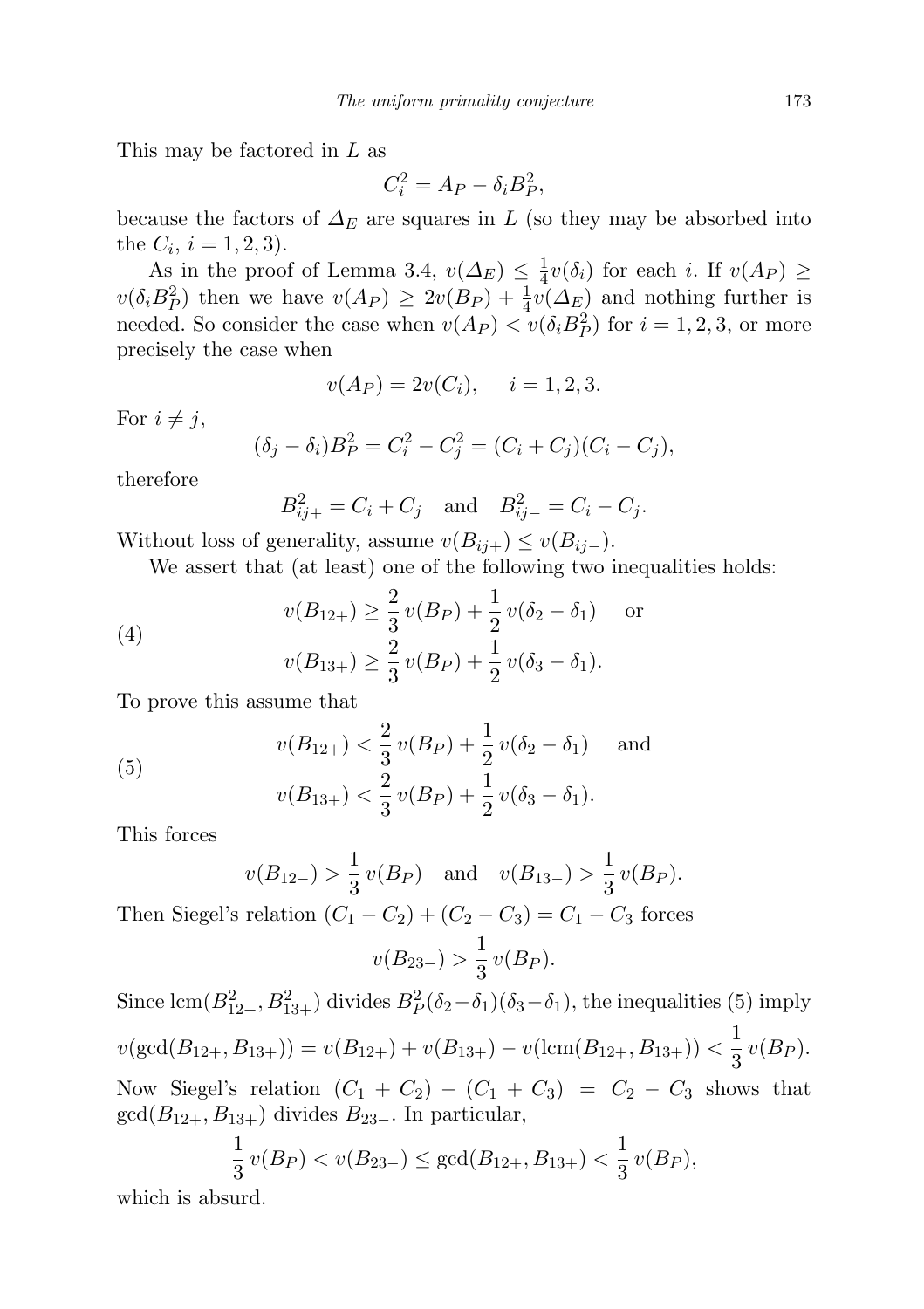This may be factored in $L$ as

$$C_i^2 = A_P - \delta_i B_P^2,$$

because the factors of $\Delta_E$ are squares in $L$ (so they may be absorbed into the $C_i$, $i = 1, 2, 3$).

As in the proof of Lemma 3.4, $v(\Delta_E) \leq \frac{1}{4} v(\delta_i)$ for each $i$. If $v(A_P) \geq v(\delta_i B_P^2)$ then we have $v(A_P) \geq 2v(B_P) + \frac{1}{4} v(\Delta_E)$ and nothing further is needed. So consider the case when $v(A_P) < v(\delta_i B_P^2)$ for $i = 1, 2, 3$, or more precisely the case when

$$v(A_P) = 2v(C_i), \quad i = 1, 2, 3.$$

For $i \neq j$,

$$(\delta_j - \delta_i) B_P^2 = C_i^2 - C_j^2 = (C_i + C_j)(C_i - C_j),$$

therefore

$$B_{ij+}^2 = C_i + C_j \quad \text{and} \quad B_{ij-}^2 = C_i - C_j.$$

Without loss of generality, assume $v(B_{ij+}) \leq v(B_{ij-})$.

We assert that (at least) one of the following two inequalities holds:

$$\begin{aligned} &v(B_{12+}) \geq \frac{2}{3} v(B_P) + \frac{1}{2} v(\delta_2 - \delta_1) \quad \text{or} \\ &v(B_{13+}) \geq \frac{2}{3} v(B_P) + \frac{1}{2} v(\delta_3 - \delta_1). \end{aligned} \tag{4}$$

To prove this assume that

$$\begin{aligned} &v(B_{12+}) < \frac{2}{3} v(B_P) + \frac{1}{2} v(\delta_2 - \delta_1) \quad \text{and} \\ &v(B_{13+}) < \frac{2}{3} v(B_P) + \frac{1}{2} v(\delta_3 - \delta_1). \end{aligned} \tag{5}$$

This forces

$$v(B_{12-}) > \frac{1}{3} v(B_P) \quad \text{and} \quad v(B_{13-}) > \frac{1}{3} v(B_P).$$

Then Siegel's relation $(C_1 - C_2) + (C_2 - C_3) = C_1 - C_3$ forces

$$v(B_{23-}) > \frac{1}{3} v(B_P).$$

Since $\operatorname{lcm}(B_{12+}^2, B_{13+}^2)$ divides $B_P^2(\delta_2 - \delta_1)(\delta_3 - \delta_1)$, the inequalities (5) imply

$$v(\gcd(B_{12+}, B_{13+})) = v(B_{12+}) + v(B_{13+}) - v(\operatorname{lcm}(B_{12+}, B_{13+})) < \frac{1}{3} v(B_P).$$

Now Siegel's relation $(C_1 + C_2) - (C_1 + C_3) = C_2 - C_3$ shows that $\gcd(B_{12+}, B_{13+})$ divides $B_{23-}$. In particular,

$$\frac{1}{3} v(B_P) < v(B_{23-}) \leq \gcd(B_{12+}, B_{13+}) < \frac{1}{3} v(B_P),$$

which is absurd.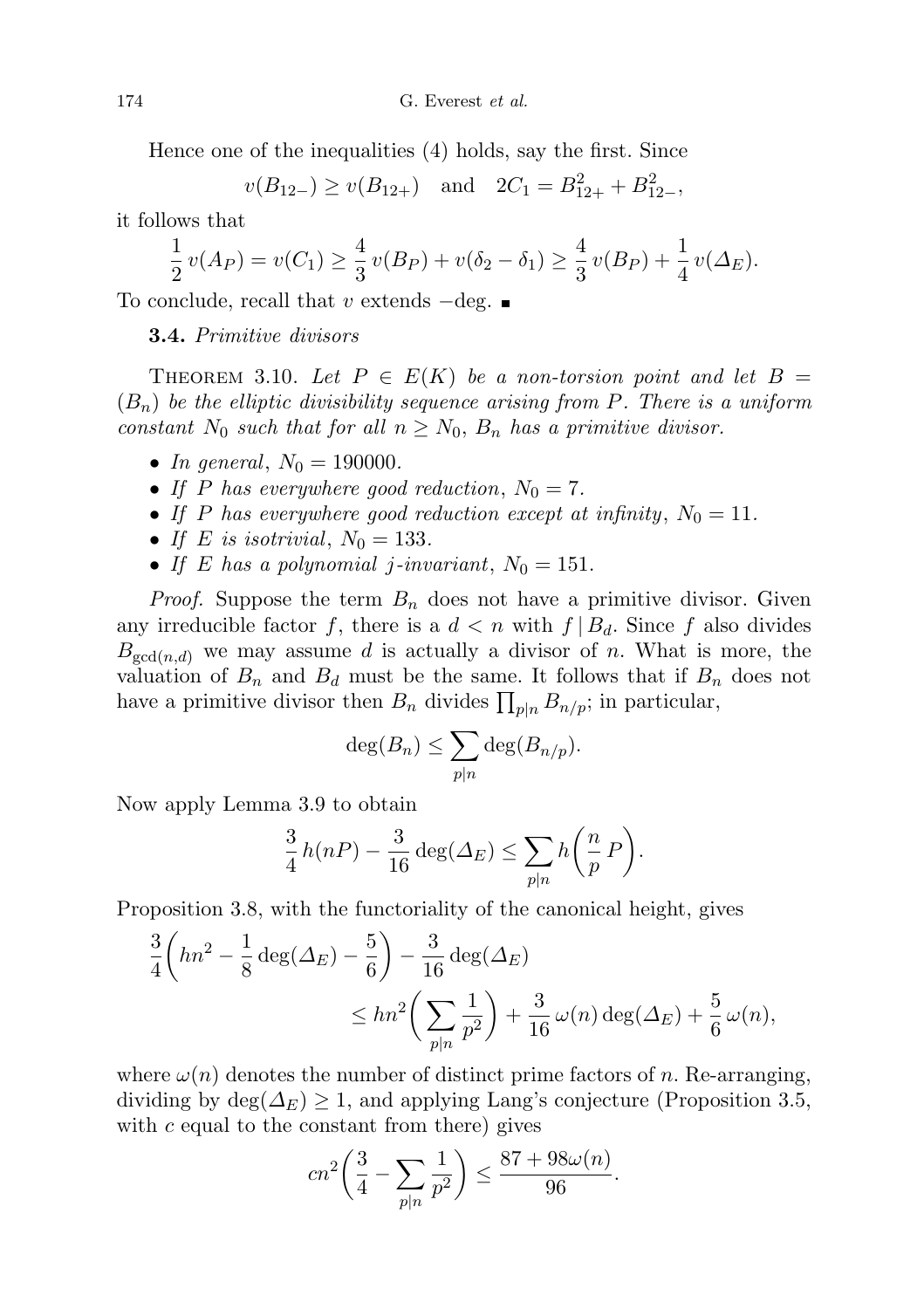Hence one of the inequalities (4) holds, say the first. Since

$$v(B_{12-}) \geq v(B_{12+}) \quad \text{and} \quad 2C_1 = B_{12+}^2 + B_{12-}^2,$$

it follows that

$$\frac{1}{2}\, v(A_P) = v(C_1) \geq \frac{4}{3}\, v(B_P) + v(\delta_2 - \delta_1) \geq \frac{4}{3}\, v(B_P) + \frac{1}{4}\, v(\Delta_E).$$

To conclude, recall that $v$ extends $-\deg$. ■

**3.4.** *Primitive divisors*

Theorem 3.10. *Let $P \in E(K)$ be a non-torsion point and let $B = (B_n)$ be the elliptic divisibility sequence arising from $P$. There is a uniform constant $N_0$ such that for all $n \geq N_0$, $B_n$ has a primitive divisor.*

- *In general, $N_0 = 190000$.*
- *If $P$ has everywhere good reduction, $N_0 = 7$.*
- *If $P$ has everywhere good reduction except at infinity, $N_0 = 11$.*
- *If $E$ is isotrivial, $N_0 = 133$.*
- *If $E$ has a polynomial $j$-invariant, $N_0 = 151$.*

*Proof.* Suppose the term $B_n$ does not have a primitive divisor. Given any irreducible factor $f$, there is a $d < n$ with $f \mid B_d$. Since $f$ also divides $B_{\gcd(n,d)}$ we may assume $d$ is actually a divisor of $n$. What is more, the valuation of $B_n$ and $B_d$ must be the same. It follows that if $B_n$ does not have a primitive divisor then $B_n$ divides $\prod_{p|n} B_{n/p}$; in particular,

$$\deg(B_n) \leq \sum_{p|n} \deg(B_{n/p}).$$

Now apply Lemma 3.9 to obtain

$$\frac{3}{4}\, h(nP) - \frac{3}{16} \deg(\Delta_E) \leq \sum_{p|n} h\left(\frac{n}{p}\, P\right).$$

Proposition 3.8, with the functoriality of the canonical height, gives

$$\begin{aligned}\frac{3}{4}\left(hn^2 - \frac{1}{8} \deg(\Delta_E) - \frac{5}{6}\right) - \frac{3}{16} \deg(\Delta_E)& \\ \leq hn^2\left(\sum_{p|n} \frac{1}{p^2}\right) &+ \frac{3}{16}\, \omega(n) \deg(\Delta_E) + \frac{5}{6}\, \omega(n),\end{aligned}$$

where $\omega(n)$ denotes the number of distinct prime factors of $n$. Re-arranging, dividing by $\deg(\Delta_E) \geq 1$, and applying Lang's conjecture (Proposition 3.5, with $c$ equal to the constant from there) gives

$$cn^2\left(\frac{3}{4} - \sum_{p|n} \frac{1}{p^2}\right) \leq \frac{87 + 98\omega(n)}{96}.$$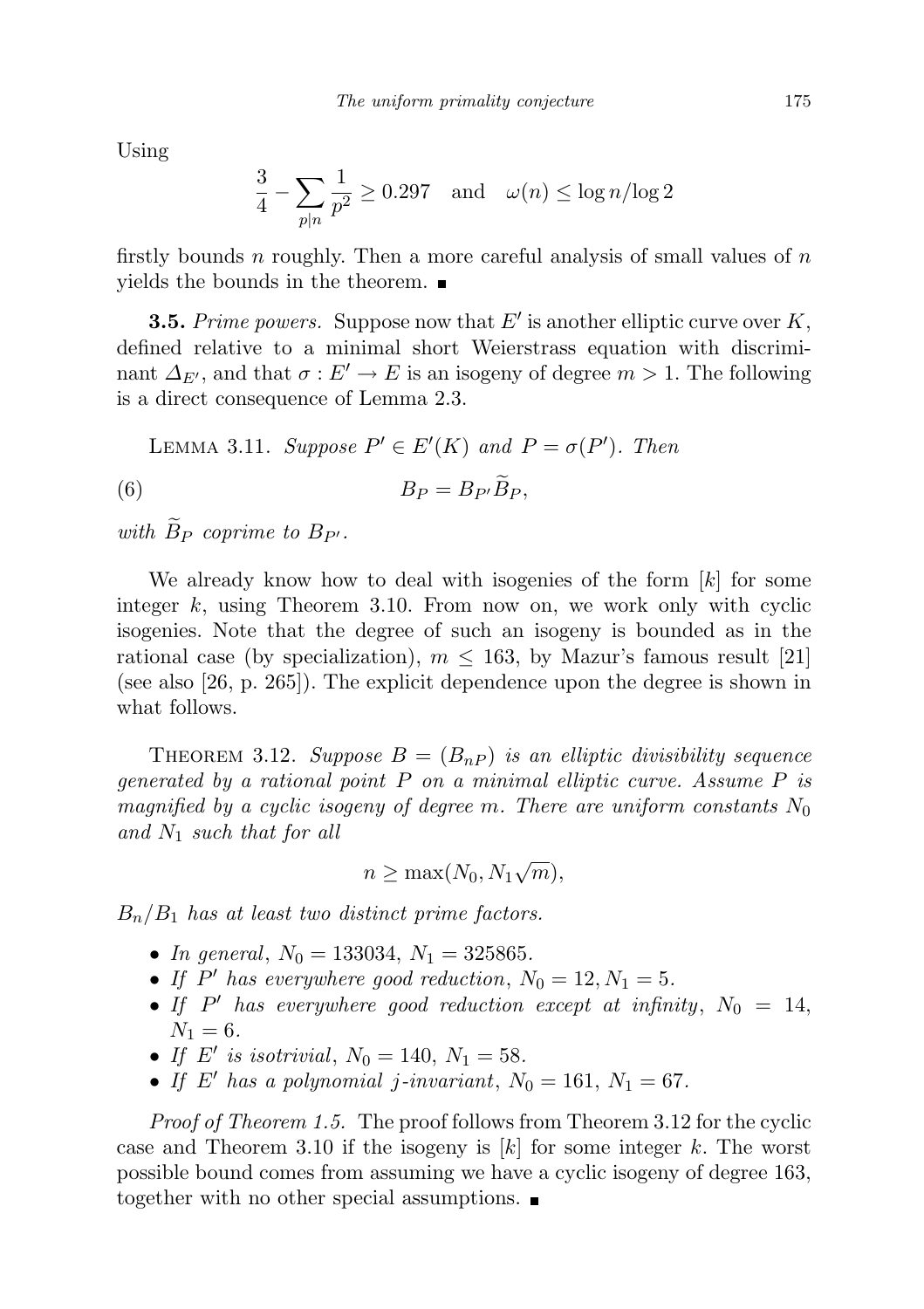Using

$$\frac{3}{4} - \sum_{p|n} \frac{1}{p^2} \geq 0.297 \quad \text{and} \quad \omega(n) \leq \log n / \log 2$$

firstly bounds $n$ roughly. Then a more careful analysis of small values of $n$ yields the bounds in the theorem. ∎

**3.5.** *Prime powers.* Suppose now that $E'$ is another elliptic curve over $K$, defined relative to a minimal short Weierstrass equation with discriminant $\Delta_{E'}$, and that $\sigma : E' \to E$ is an isogeny of degree $m > 1$. The following is a direct consequence of Lemma 2.3.

Lemma 3.11. *Suppose $P' \in E'(K)$ and $P = \sigma(P')$. Then*

$$B_P = B_{P'} \widetilde{B}_P, \tag{6}$$

*with $\widetilde{B}_P$ coprime to $B_{P'}$.*

We already know how to deal with isogenies of the form $[k]$ for some integer $k$, using Theorem 3.10. From now on, we work only with cyclic isogenies. Note that the degree of such an isogeny is bounded as in the rational case (by specialization), $m \leq 163$, by Mazur's famous result [21] (see also [26, p. 265]). The explicit dependence upon the degree is shown in what follows.

Theorem 3.12. *Suppose $B = (B_{nP})$ is an elliptic divisibility sequence generated by a rational point $P$ on a minimal elliptic curve. Assume $P$ is magnified by a cyclic isogeny of degree $m$. There are uniform constants $N_0$ and $N_1$ such that for all*

$$n \geq \max(N_0, N_1\sqrt{m}),$$

*$B_n/B_1$ has at least two distinct prime factors.*

- *In general, $N_0 = 133034$, $N_1 = 325865$.*
- *If $P'$ has everywhere good reduction, $N_0 = 12, N_1 = 5$.*
- *If $P'$ has everywhere good reduction except at infinity, $N_0 = 14$, $N_1 = 6$.*
- *If $E'$ is isotrivial, $N_0 = 140$, $N_1 = 58$.*
- *If $E'$ has a polynomial $j$-invariant, $N_0 = 161$, $N_1 = 67$.*

*Proof of Theorem 1.5.* The proof follows from Theorem 3.12 for the cyclic case and Theorem 3.10 if the isogeny is $[k]$ for some integer $k$. The worst possible bound comes from assuming we have a cyclic isogeny of degree 163, together with no other special assumptions. ∎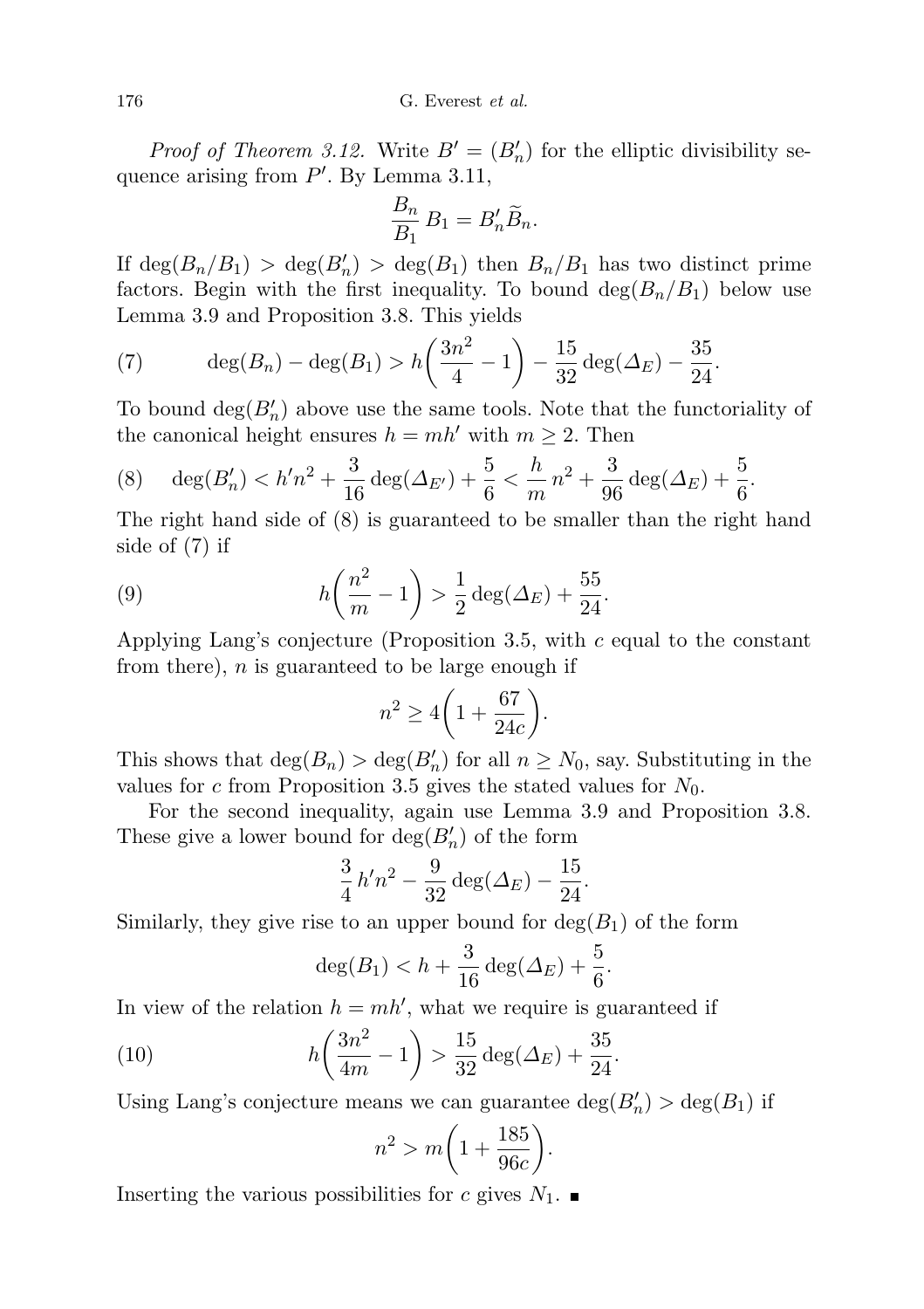*Proof of Theorem 3.12.* Write $B' = (B'_n)$ for the elliptic divisibility sequence arising from $P'$. By Lemma 3.11,

$$\frac{B_n}{B_1} B_1 = B'_n \widetilde{B}_n.$$

If $\deg(B_n/B_1) > \deg(B'_n) > \deg(B_1)$ then $B_n/B_1$ has two distinct prime factors. Begin with the first inequality. To bound $\deg(B_n/B_1)$ below use Lemma 3.9 and Proposition 3.8. This yields

$$\deg(B_n) - \deg(B_1) > h\left(\frac{3n^2}{4} - 1\right) - \frac{15}{32}\deg(\Delta_E) - \frac{35}{24}. \tag{7}$$

To bound $\deg(B'_n)$ above use the same tools. Note that the functoriality of the canonical height ensures $h = mh'$ with $m \geq 2$. Then

$$\deg(B'_n) < h'n^2 + \frac{3}{16}\deg(\Delta_{E'}) + \frac{5}{6} < \frac{h}{m}n^2 + \frac{3}{96}\deg(\Delta_E) + \frac{5}{6}. \tag{8}$$

The right hand side of (8) is guaranteed to be smaller than the right hand side of (7) if

$$h\left(\frac{n^2}{m} - 1\right) > \frac{1}{2}\deg(\Delta_E) + \frac{55}{24}. \tag{9}$$

Applying Lang's conjecture (Proposition 3.5, with $c$ equal to the constant from there), $n$ is guaranteed to be large enough if

$$n^2 \geq 4\left(1 + \frac{67}{24c}\right).$$

This shows that $\deg(B_n) > \deg(B'_n)$ for all $n \geq N_0$, say. Substituting in the values for $c$ from Proposition 3.5 gives the stated values for $N_0$.

For the second inequality, again use Lemma 3.9 and Proposition 3.8. These give a lower bound for $\deg(B'_n)$ of the form

$$\frac{3}{4}h'n^2 - \frac{9}{32}\deg(\Delta_E) - \frac{15}{24}.$$

Similarly, they give rise to an upper bound for $\deg(B_1)$ of the form

$$\deg(B_1) < h + \frac{3}{16}\deg(\Delta_E) + \frac{5}{6}.$$

In view of the relation $h = mh'$, what we require is guaranteed if

$$h\left(\frac{3n^2}{4m} - 1\right) > \frac{15}{32}\deg(\Delta_E) + \frac{35}{24}. \tag{10}$$

Using Lang's conjecture means we can guarantee $\deg(B'_n) > \deg(B_1)$ if

$$n^2 > m\left(1 + \frac{185}{96c}\right).$$

Inserting the various possibilities for $c$ gives $N_1$. ∎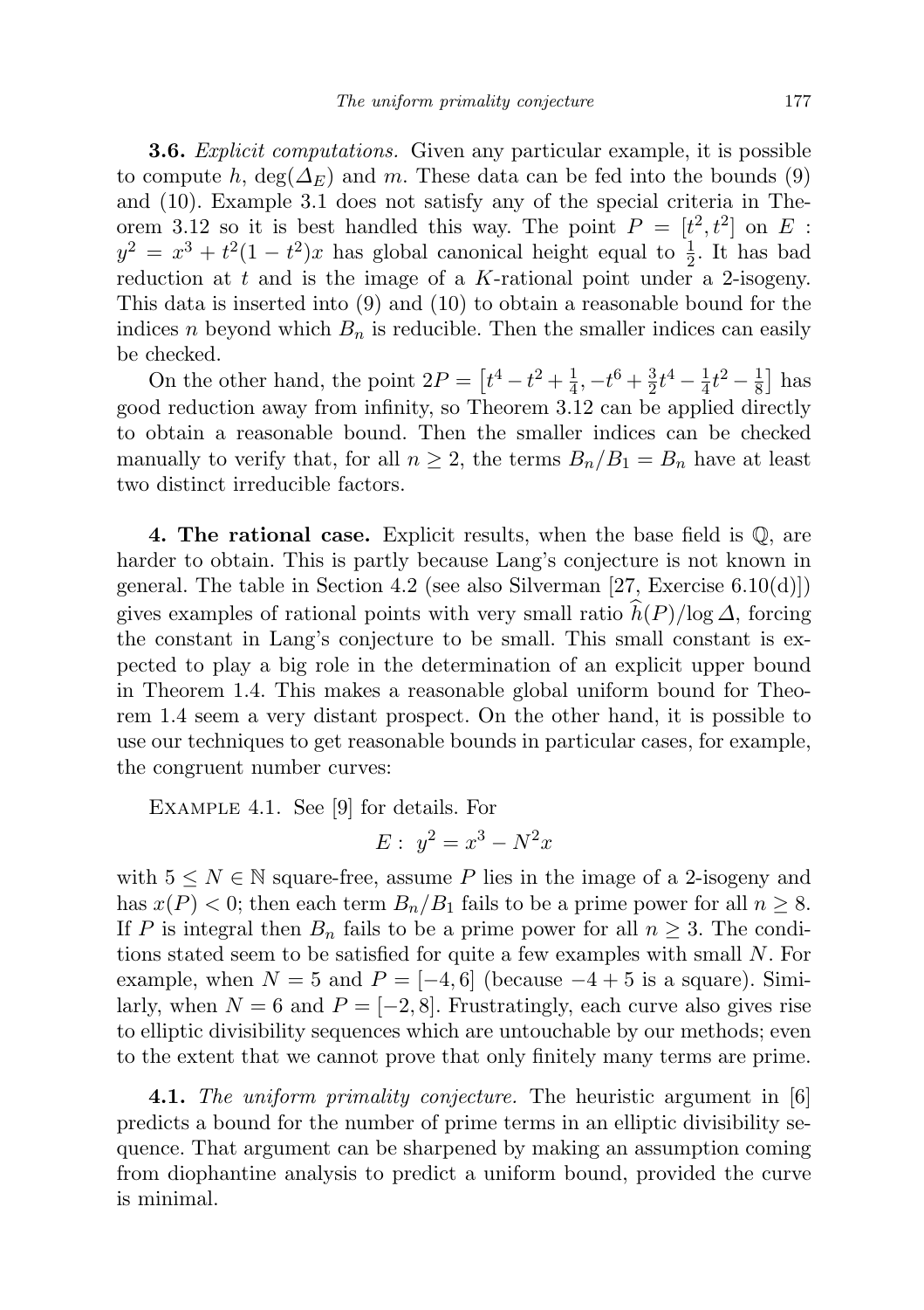**3.6.** *Explicit computations.* Given any particular example, it is possible to compute $h$, $\deg(\Delta_E)$ and $m$. These data can be fed into the bounds (9) and (10). Example 3.1 does not satisfy any of the special criteria in Theorem 3.12 so it is best handled this way. The point $P = [t^2, t^2]$ on $E : y^2 = x^3 + t^2(1-t^2)x$ has global canonical height equal to $\frac{1}{2}$. It has bad reduction at $t$ and is the image of a $K$-rational point under a 2-isogeny. This data is inserted into (9) and (10) to obtain a reasonable bound for the indices $n$ beyond which $B_n$ is reducible. Then the smaller indices can easily be checked.

On the other hand, the point $2P = \left[t^4 - t^2 + \frac{1}{4}, -t^6 + \frac{3}{2}t^4 - \frac{1}{4}t^2 - \frac{1}{8}\right]$ has good reduction away from infinity, so Theorem 3.12 can be applied directly to obtain a reasonable bound. Then the smaller indices can be checked manually to verify that, for all $n \geq 2$, the terms $B_n/B_1 = B_n$ have at least two distinct irreducible factors.

**4. The rational case.** Explicit results, when the base field is $\mathbb{Q}$, are harder to obtain. This is partly because Lang's conjecture is not known in general. The table in Section 4.2 (see also Silverman [27, Exercise 6.10(d)]) gives examples of rational points with very small ratio $\widehat{h}(P)/\log \Delta$, forcing the constant in Lang's conjecture to be small. This small constant is expected to play a big role in the determination of an explicit upper bound in Theorem 1.4. This makes a reasonable global uniform bound for Theorem 1.4 seem a very distant prospect. On the other hand, it is possible to use our techniques to get reasonable bounds in particular cases, for example, the congruent number curves:

Example 4.1. See [9] for details. For

$$E: \ y^2 = x^3 - N^2 x$$

with $5 \leq N \in \mathbb{N}$ square-free, assume $P$ lies in the image of a 2-isogeny and has $x(P) < 0$; then each term $B_n/B_1$ fails to be a prime power for all $n \geq 8$. If $P$ is integral then $B_n$ fails to be a prime power for all $n \geq 3$. The conditions stated seem to be satisfied for quite a few examples with small $N$. For example, when $N = 5$ and $P = [-4, 6]$ (because $-4 + 5$ is a square). Similarly, when $N = 6$ and $P = [-2, 8]$. Frustratingly, each curve also gives rise to elliptic divisibility sequences which are untouchable by our methods; even to the extent that we cannot prove that only finitely many terms are prime.

**4.1.** *The uniform primality conjecture.* The heuristic argument in [6] predicts a bound for the number of prime terms in an elliptic divisibility sequence. That argument can be sharpened by making an assumption coming from diophantine analysis to predict a uniform bound, provided the curve is minimal.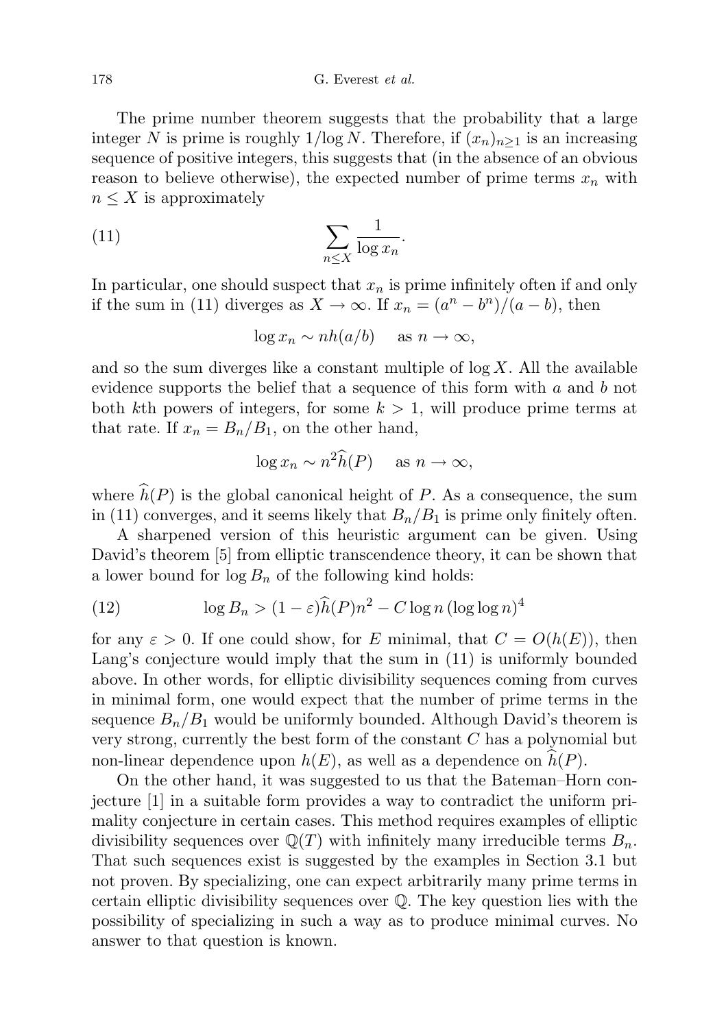The prime number theorem suggests that the probability that a large integer $N$ is prime is roughly $1/\log N$. Therefore, if $(x_n)_{n\geq 1}$ is an increasing sequence of positive integers, this suggests that (in the absence of an obvious reason to believe otherwise), the expected number of prime terms $x_n$ with $n \leq X$ is approximately

$$\sum_{n\leq X} \frac{1}{\log x_n}. \tag{11}$$

In particular, one should suspect that $x_n$ is prime infinitely often if and only if the sum in (11) diverges as $X \to \infty$. If $x_n = (a^n - b^n)/(a-b)$, then

$$\log x_n \sim nh(a/b) \quad \text{as } n \to \infty,$$

and so the sum diverges like a constant multiple of $\log X$. All the available evidence supports the belief that a sequence of this form with $a$ and $b$ not both $k$th powers of integers, for some $k > 1$, will produce prime terms at that rate. If $x_n = B_n/B_1$, on the other hand,

$$\log x_n \sim n^2 \widehat{h}(P) \quad \text{as } n \to \infty,$$

where $\widehat{h}(P)$ is the global canonical height of $P$. As a consequence, the sum in (11) converges, and it seems likely that $B_n/B_1$ is prime only finitely often.

A sharpened version of this heuristic argument can be given. Using David's theorem [5] from elliptic transcendence theory, it can be shown that a lower bound for $\log B_n$ of the following kind holds:

$$\log B_n > (1-\varepsilon)\widehat{h}(P)n^2 - C \log n \,(\log\log n)^4 \tag{12}$$

for any $\varepsilon > 0$. If one could show, for $E$ minimal, that $C = O(h(E))$, then Lang's conjecture would imply that the sum in (11) is uniformly bounded above. In other words, for elliptic divisibility sequences coming from curves in minimal form, one would expect that the number of prime terms in the sequence $B_n/B_1$ would be uniformly bounded. Although David's theorem is very strong, currently the best form of the constant $C$ has a polynomial but non-linear dependence upon $h(E)$, as well as a dependence on $\widehat{h}(P)$.

On the other hand, it was suggested to us that the Bateman–Horn conjecture [1] in a suitable form provides a way to contradict the uniform primality conjecture in certain cases. This method requires examples of elliptic divisibility sequences over $\mathbb{Q}(T)$ with infinitely many irreducible terms $B_n$. That such sequences exist is suggested by the examples in Section 3.1 but not proven. By specializing, one can expect arbitrarily many prime terms in certain elliptic divisibility sequences over $\mathbb{Q}$. The key question lies with the possibility of specializing in such a way as to produce minimal curves. No answer to that question is known.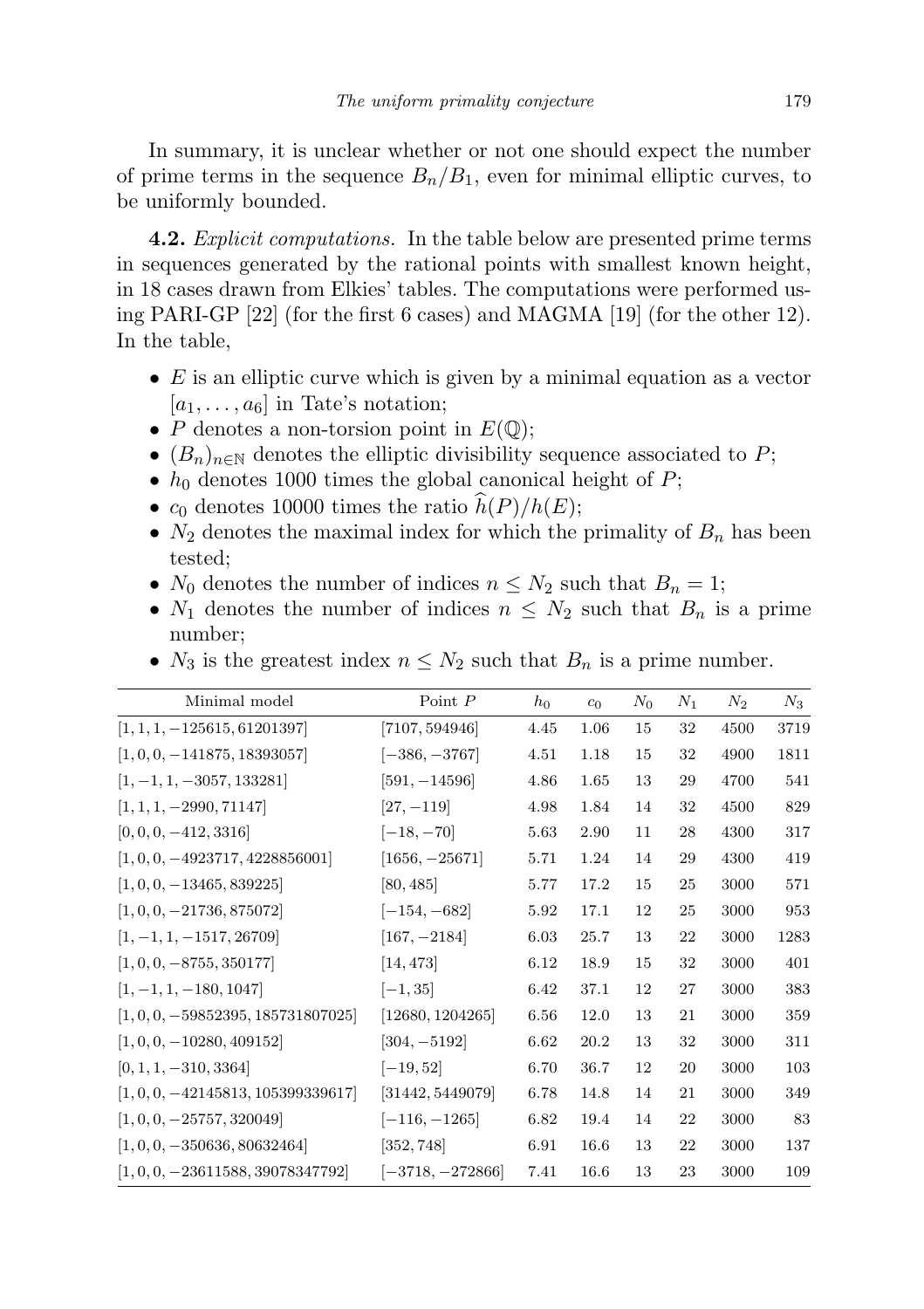In summary, it is unclear whether or not one should expect the number of prime terms in the sequence $B_n/B_1$, even for minimal elliptic curves, to be uniformly bounded.

**4.2.** *Explicit computations.* In the table below are presented prime terms in sequences generated by the rational points with smallest known height, in 18 cases drawn from Elkies' tables. The computations were performed using PARI-GP [22] (for the first 6 cases) and MAGMA [19] (for the other 12). In the table,

- $E$ is an elliptic curve which is given by a minimal equation as a vector $[a_1, \dots, a_6]$ in Tate's notation;
- $P$ denotes a non-torsion point in $E(\mathbb{Q})$;
- $(B_n)_{n\in\mathbb{N}}$ denotes the elliptic divisibility sequence associated to $P$;
- $h_0$ denotes 1000 times the global canonical height of $P$;
- $c_0$ denotes 10000 times the ratio $\widehat{h}(P)/h(E)$;
- $N_2$ denotes the maximal index for which the primality of $B_n$ has been tested;
- $N_0$ denotes the number of indices $n \le N_2$ such that $B_n = 1$;
- $N_1$ denotes the number of indices $n \le N_2$ such that $B_n$ is a prime number;
- $N_3$ is the greatest index $n \le N_2$ such that $B_n$ is a prime number.

| Minimal model | Point $P$ | $h_0$ | $c_0$ | $N_0$ | $N_1$ | $N_2$ | $N_3$ |
|---|---|---|---|---|---|---|---|
| $[1, 1, 1, -125615, 61201397]$ | $[7107, 594946]$ | 4.45 | 1.06 | 15 | 32 | 4500 | 3719 |
| $[1, 0, 0, -141875, 18393057]$ | $[-386, -3767]$ | 4.51 | 1.18 | 15 | 32 | 4900 | 1811 |
| $[1, -1, 1, -3057, 133281]$ | $[591, -14596]$ | 4.86 | 1.65 | 13 | 29 | 4700 | 541 |
| $[1, 1, 1, -2990, 71147]$ | $[27, -119]$ | 4.98 | 1.84 | 14 | 32 | 4500 | 829 |
| $[0, 0, 0, -412, 3316]$ | $[-18, -70]$ | 5.63 | 2.90 | 11 | 28 | 4300 | 317 |
| $[1, 0, 0, -4923717, 4228856001]$ | $[1656, -25671]$ | 5.71 | 1.24 | 14 | 29 | 4300 | 419 |
| $[1, 0, 0, -13465, 839225]$ | $[80, 485]$ | 5.77 | 17.2 | 15 | 25 | 3000 | 571 |
| $[1, 0, 0, -21736, 875072]$ | $[-154, -682]$ | 5.92 | 17.1 | 12 | 25 | 3000 | 953 |
| $[1, -1, 1, -1517, 26709]$ | $[167, -2184]$ | 6.03 | 25.7 | 13 | 22 | 3000 | 1283 |
| $[1, 0, 0, -8755, 350177]$ | $[14, 473]$ | 6.12 | 18.9 | 15 | 32 | 3000 | 401 |
| $[1, -1, 1, -180, 1047]$ | $[-1, 35]$ | 6.42 | 37.1 | 12 | 27 | 3000 | 383 |
| $[1, 0, 0, -59852395, 185731807025]$ | $[12680, 1204265]$ | 6.56 | 12.0 | 13 | 21 | 3000 | 359 |
| $[1, 0, 0, -10280, 409152]$ | $[304, -5192]$ | 6.62 | 20.2 | 13 | 32 | 3000 | 311 |
| $[0, 1, 1, -310, 3364]$ | $[-19, 52]$ | 6.70 | 36.7 | 12 | 20 | 3000 | 103 |
| $[1, 0, 0, -42145813, 105399339617]$ | $[31442, 5449079]$ | 6.78 | 14.8 | 14 | 21 | 3000 | 349 |
| $[1, 0, 0, -25757, 320049]$ | $[-116, -1265]$ | 6.82 | 19.4 | 14 | 22 | 3000 | 83 |
| $[1, 0, 0, -350636, 80632464]$ | $[352, 748]$ | 6.91 | 16.6 | 13 | 22 | 3000 | 137 |
| $[1, 0, 0, -23611588, 39078347792]$ | $[-3718, -272866]$ | 7.41 | 16.6 | 13 | 23 | 3000 | 109 |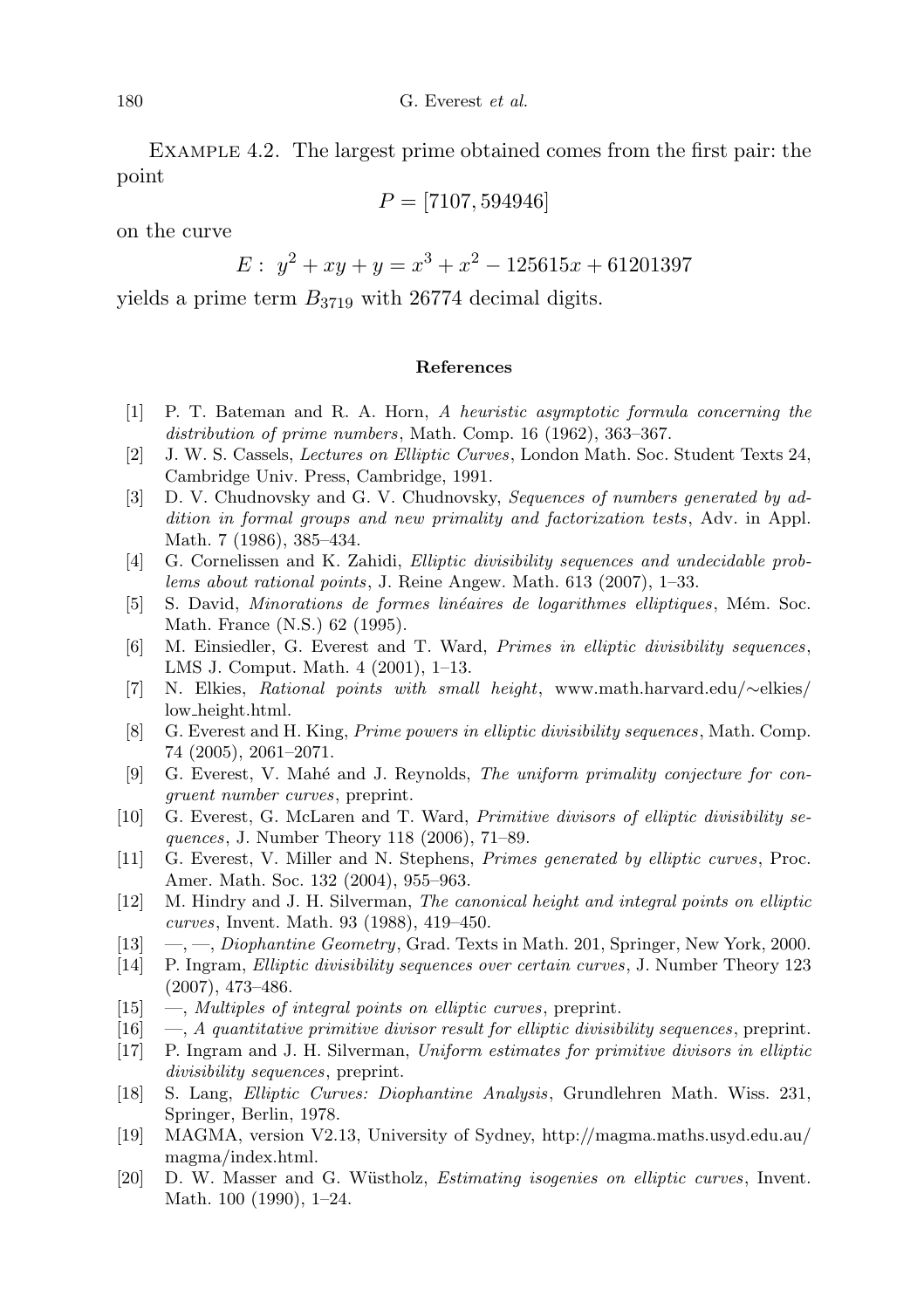Example 4.2. The largest prime obtained comes from the first pair: the point

$$P = [7107, 594946]$$

on the curve

$$E: \; y^2 + xy + y = x^3 + x^2 - 125615x + 61201397$$

yields a prime term $B_{3719}$ with 26774 decimal digits.

## References

[1] P. T. Bateman and R. A. Horn, *A heuristic asymptotic formula concerning the distribution of prime numbers*, Math. Comp. 16 (1962), 363–367.

[2] J. W. S. Cassels, *Lectures on Elliptic Curves*, London Math. Soc. Student Texts 24, Cambridge Univ. Press, Cambridge, 1991.

[3] D. V. Chudnovsky and G. V. Chudnovsky, *Sequences of numbers generated by addition in formal groups and new primality and factorization tests*, Adv. in Appl. Math. 7 (1986), 385–434.

[4] G. Cornelissen and K. Zahidi, *Elliptic divisibility sequences and undecidable problems about rational points*, J. Reine Angew. Math. 613 (2007), 1–33.

[5] S. David, *Minorations de formes linéaires de logarithmes elliptiques*, Mém. Soc. Math. France (N.S.) 62 (1995).

[6] M. Einsiedler, G. Everest and T. Ward, *Primes in elliptic divisibility sequences*, LMS J. Comput. Math. 4 (2001), 1–13.

[7] N. Elkies, *Rational points with small height*, www.math.harvard.edu/∼elkies/low_height.html.

[8] G. Everest and H. King, *Prime powers in elliptic divisibility sequences*, Math. Comp. 74 (2005), 2061–2071.

[9] G. Everest, V. Mahé and J. Reynolds, *The uniform primality conjecture for congruent number curves*, preprint.

[10] G. Everest, G. McLaren and T. Ward, *Primitive divisors of elliptic divisibility sequences*, J. Number Theory 118 (2006), 71–89.

[11] G. Everest, V. Miller and N. Stephens, *Primes generated by elliptic curves*, Proc. Amer. Math. Soc. 132 (2004), 955–963.

[12] M. Hindry and J. H. Silverman, *The canonical height and integral points on elliptic curves*, Invent. Math. 93 (1988), 419–450.

[13] —, —, *Diophantine Geometry*, Grad. Texts in Math. 201, Springer, New York, 2000.

[14] P. Ingram, *Elliptic divisibility sequences over certain curves*, J. Number Theory 123 (2007), 473–486.

[15] —, *Multiples of integral points on elliptic curves*, preprint.

[16] —, *A quantitative primitive divisor result for elliptic divisibility sequences*, preprint.

[17] P. Ingram and J. H. Silverman, *Uniform estimates for primitive divisors in elliptic divisibility sequences*, preprint.

[18] S. Lang, *Elliptic Curves: Diophantine Analysis*, Grundlehren Math. Wiss. 231, Springer, Berlin, 1978.

[19] MAGMA, version V2.13, University of Sydney, http://magma.maths.usyd.edu.au/magma/index.html.

[20] D. W. Masser and G. Wüstholz, *Estimating isogenies on elliptic curves*, Invent. Math. 100 (1990), 1–24.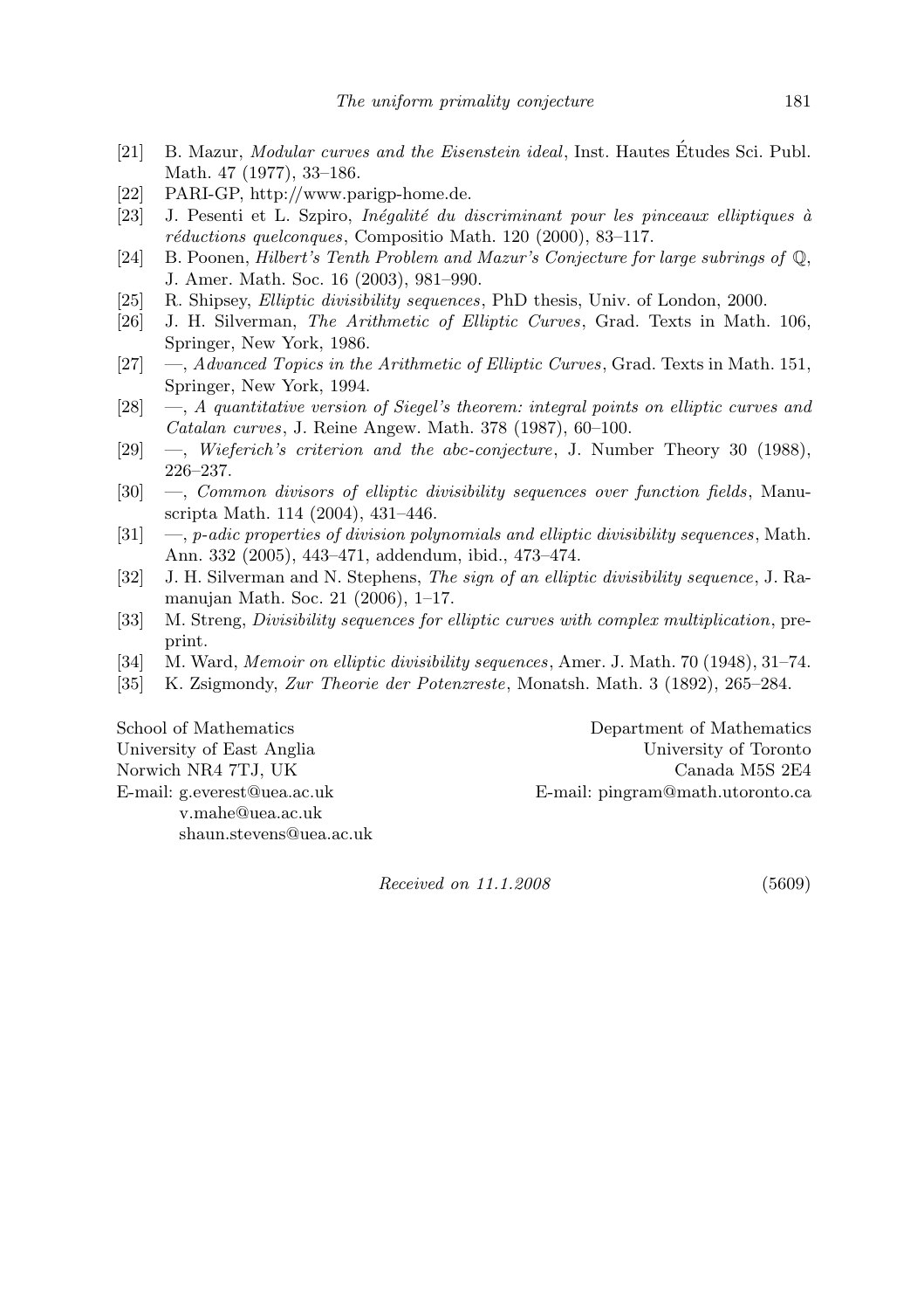[21] B. Mazur, *Modular curves and the Eisenstein ideal*, Inst. Hautes Études Sci. Publ. Math. 47 (1977), 33–186.

[22] PARI-GP, http://www.parigp-home.de.

[23] J. Pesenti et L. Szpiro, *Inégalité du discriminant pour les pinceaux elliptiques à réductions quelconques*, Compositio Math. 120 (2000), 83–117.

[24] B. Poonen, *Hilbert's Tenth Problem and Mazur's Conjecture for large subrings of* $\mathbb{Q}$, J. Amer. Math. Soc. 16 (2003), 981–990.

[25] R. Shipsey, *Elliptic divisibility sequences*, PhD thesis, Univ. of London, 2000.

[26] J. H. Silverman, *The Arithmetic of Elliptic Curves*, Grad. Texts in Math. 106, Springer, New York, 1986.

[27] —, *Advanced Topics in the Arithmetic of Elliptic Curves*, Grad. Texts in Math. 151, Springer, New York, 1994.

[28] —, *A quantitative version of Siegel's theorem: integral points on elliptic curves and Catalan curves*, J. Reine Angew. Math. 378 (1987), 60–100.

[29] —, *Wieferich's criterion and the abc-conjecture*, J. Number Theory 30 (1988), 226–237.

[30] —, *Common divisors of elliptic divisibility sequences over function fields*, Manuscripta Math. 114 (2004), 431–446.

[31] —, *p-adic properties of division polynomials and elliptic divisibility sequences*, Math. Ann. 332 (2005), 443–471, addendum, ibid., 473–474.

[32] J. H. Silverman and N. Stephens, *The sign of an elliptic divisibility sequence*, J. Ramanujan Math. Soc. 21 (2006), 1–17.

[33] M. Streng, *Divisibility sequences for elliptic curves with complex multiplication*, preprint.

[34] M. Ward, *Memoir on elliptic divisibility sequences*, Amer. J. Math. 70 (1948), 31–74.

[35] K. Zsigmondy, *Zur Theorie der Potenzreste*, Monatsh. Math. 3 (1892), 265–284.

School of Mathematics
University of East Anglia
Norwich NR4 7TJ, UK
E-mail: g.everest@uea.ac.uk
v.mahe@uea.ac.uk
shaun.stevens@uea.ac.uk

Department of Mathematics
University of Toronto
Canada M5S 2E4
E-mail: pingram@math.utoronto.ca

*Received on 11.1.2008* (5609)